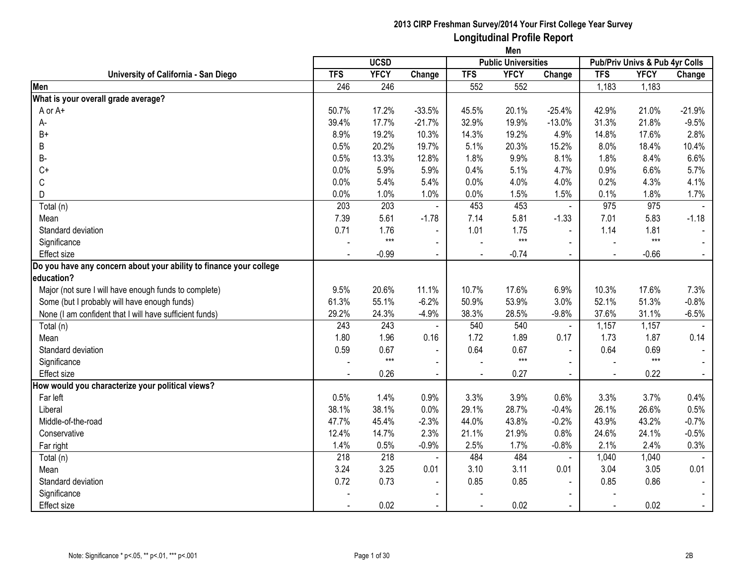## 2013 CIRP Freshman Survey/2014 Your First College Year Survey

## Longitudinal Profile Report

### Men

| University of California - San Diego | UCSD | | | Public Universities | | | Pub/Priv Univs & Pub 4yr Colls | | |
|---|---|---|---|---|---|---|---|---|---|
| | TFS | YFCY | Change | TFS | YFCY | Change | TFS | YFCY | Change |
| **Men** | 246 | 246 | | 552 | 552 | | 1,183 | 1,183 | |
| **What is your overall grade average?** | | | | | | | | | |
| A or A+ | 50.7% | 17.2% | -33.5% | 45.5% | 20.1% | -25.4% | 42.9% | 21.0% | -21.9% |
| A- | 39.4% | 17.7% | -21.7% | 32.9% | 19.9% | -13.0% | 31.3% | 21.8% | -9.5% |
| B+ | 8.9% | 19.2% | 10.3% | 14.3% | 19.2% | 4.9% | 14.8% | 17.6% | 2.8% |
| B | 0.5% | 20.2% | 19.7% | 5.1% | 20.3% | 15.2% | 8.0% | 18.4% | 10.4% |
| B- | 0.5% | 13.3% | 12.8% | 1.8% | 9.9% | 8.1% | 1.8% | 8.4% | 6.6% |
| C+ | 0.0% | 5.9% | 5.9% | 0.4% | 5.1% | 4.7% | 0.9% | 6.6% | 5.7% |
| C | 0.0% | 5.4% | 5.4% | 0.0% | 4.0% | 4.0% | 0.2% | 4.3% | 4.1% |
| D | 0.0% | 1.0% | 1.0% | 0.0% | 1.5% | 1.5% | 0.1% | 1.8% | 1.7% |
| Total (n) | 203 | 203 | - | 453 | 453 | - | 975 | 975 | - |
| Mean | 7.39 | 5.61 | -1.78 | 7.14 | 5.81 | -1.33 | 7.01 | 5.83 | -1.18 |
| Standard deviation | 0.71 | 1.76 | - | 1.01 | 1.75 | - | 1.14 | 1.81 | - |
| Significance | - | *** | - | - | *** | - | - | *** | - |
| Effect size | - | -0.99 | - | - | -0.74 | - | - | -0.66 | - |
| **Do you have any concern about your ability to finance your college education?** | | | | | | | | | |
| Major (not sure I will have enough funds to complete) | 9.5% | 20.6% | 11.1% | 10.7% | 17.6% | 6.9% | 10.3% | 17.6% | 7.3% |
| Some (but I probably will have enough funds) | 61.3% | 55.1% | -6.2% | 50.9% | 53.9% | 3.0% | 52.1% | 51.3% | -0.8% |
| None (I am confident that I will have sufficient funds) | 29.2% | 24.3% | -4.9% | 38.3% | 28.5% | -9.8% | 37.6% | 31.1% | -6.5% |
| Total (n) | 243 | 243 | - | 540 | 540 | - | 1,157 | 1,157 | - |
| Mean | 1.80 | 1.96 | 0.16 | 1.72 | 1.89 | 0.17 | 1.73 | 1.87 | 0.14 |
| Standard deviation | 0.59 | 0.67 | - | 0.64 | 0.67 | - | 0.64 | 0.69 | - |
| Significance | - | *** | - | - | *** | - | - | *** | - |
| Effect size | - | 0.26 | - | - | 0.27 | - | - | 0.22 | - |
| **How would you characterize your political views?** | | | | | | | | | |
| Far left | 0.5% | 1.4% | 0.9% | 3.3% | 3.9% | 0.6% | 3.3% | 3.7% | 0.4% |
| Liberal | 38.1% | 38.1% | 0.0% | 29.1% | 28.7% | -0.4% | 26.1% | 26.6% | 0.5% |
| Middle-of-the-road | 47.7% | 45.4% | -2.3% | 44.0% | 43.8% | -0.2% | 43.9% | 43.2% | -0.7% |
| Conservative | 12.4% | 14.7% | 2.3% | 21.1% | 21.9% | 0.8% | 24.6% | 24.1% | -0.5% |
| Far right | 1.4% | 0.5% | -0.9% | 2.5% | 1.7% | -0.8% | 2.1% | 2.4% | 0.3% |
| Total (n) | 218 | 218 | - | 484 | 484 | - | 1,040 | 1,040 | - |
| Mean | 3.24 | 3.25 | 0.01 | 3.10 | 3.11 | 0.01 | 3.04 | 3.05 | 0.01 |
| Standard deviation | 0.72 | 0.73 | - | 0.85 | 0.85 | - | 0.85 | 0.86 | - |
| Significance | - | | - | - | | - | - | | - |
| Effect size | - | 0.02 | - | - | 0.02 | - | - | 0.02 | - |

Note: Significance * p<.05, ** p<.01, *** p<.001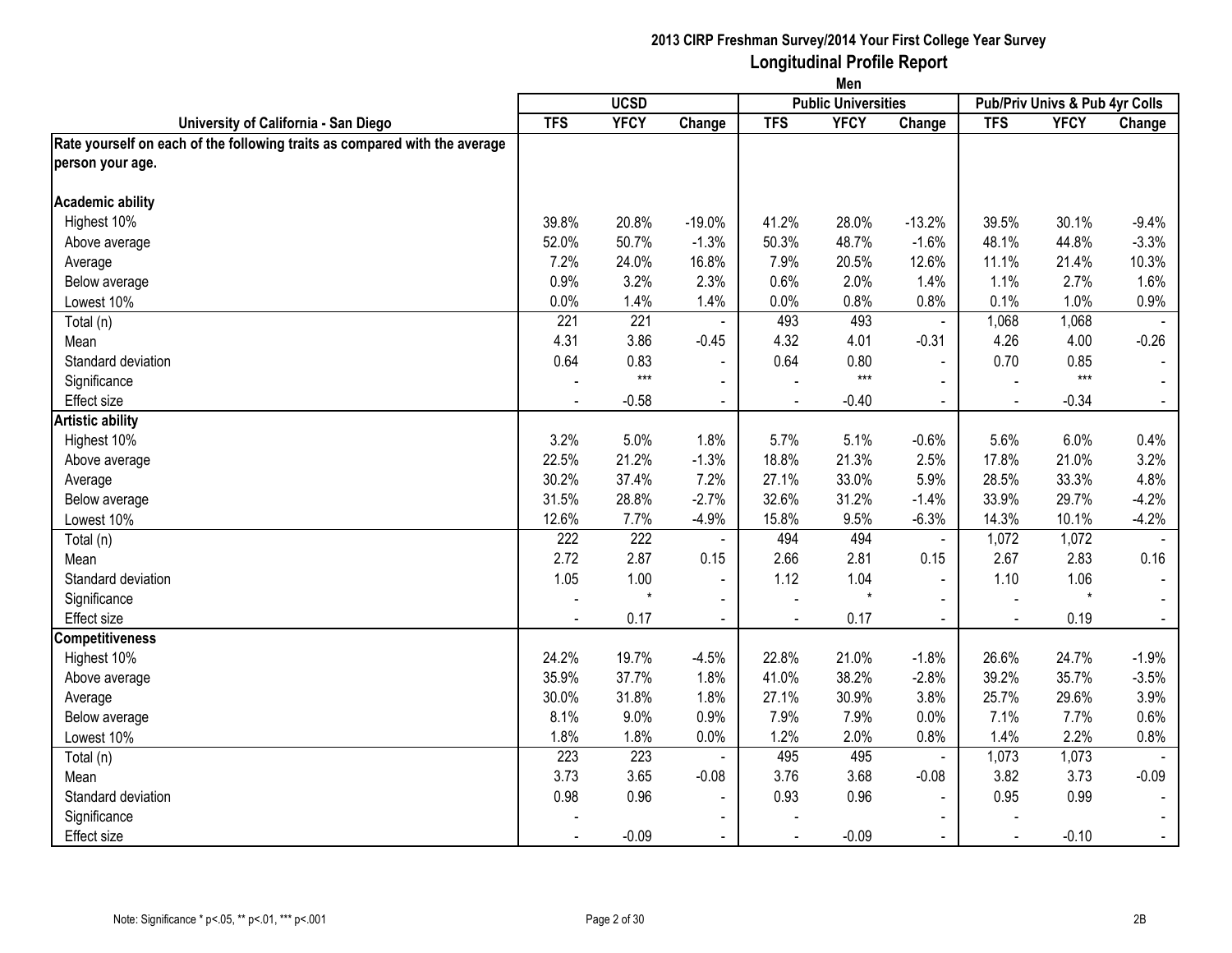**2013 CIRP Freshman Survey/2014 Your First College Year Survey**
**Longitudinal Profile Report**
**Men**

| University of California - San Diego | UCSD | | | Public Universities | | | Pub/Priv Univs & Pub 4yr Colls | | |
|---|---|---|---|---|---|---|---|---|---|
| | TFS | YFCY | Change | TFS | YFCY | Change | TFS | YFCY | Change |
| **Rate yourself on each of the following traits as compared with the average person your age.** | | | | | | | | | |
| **Academic ability** | | | | | | | | | |
| Highest 10% | 39.8% | 20.8% | -19.0% | 41.2% | 28.0% | -13.2% | 39.5% | 30.1% | -9.4% |
| Above average | 52.0% | 50.7% | -1.3% | 50.3% | 48.7% | -1.6% | 48.1% | 44.8% | -3.3% |
| Average | 7.2% | 24.0% | 16.8% | 7.9% | 20.5% | 12.6% | 11.1% | 21.4% | 10.3% |
| Below average | 0.9% | 3.2% | 2.3% | 0.6% | 2.0% | 1.4% | 1.1% | 2.7% | 1.6% |
| Lowest 10% | 0.0% | 1.4% | 1.4% | 0.0% | 0.8% | 0.8% | 0.1% | 1.0% | 0.9% |
| Total (n) | 221 | 221 | - | 493 | 493 | - | 1,068 | 1,068 | - |
| Mean | 4.31 | 3.86 | -0.45 | 4.32 | 4.01 | -0.31 | 4.26 | 4.00 | -0.26 |
| Standard deviation | 0.64 | 0.83 | - | 0.64 | 0.80 | - | 0.70 | 0.85 | - |
| Significance | - | *** | - | - | *** | - | - | *** | - |
| Effect size | - | -0.58 | - | - | -0.40 | - | - | -0.34 | - |
| **Artistic ability** | | | | | | | | | |
| Highest 10% | 3.2% | 5.0% | 1.8% | 5.7% | 5.1% | -0.6% | 5.6% | 6.0% | 0.4% |
| Above average | 22.5% | 21.2% | -1.3% | 18.8% | 21.3% | 2.5% | 17.8% | 21.0% | 3.2% |
| Average | 30.2% | 37.4% | 7.2% | 27.1% | 33.0% | 5.9% | 28.5% | 33.3% | 4.8% |
| Below average | 31.5% | 28.8% | -2.7% | 32.6% | 31.2% | -1.4% | 33.9% | 29.7% | -4.2% |
| Lowest 10% | 12.6% | 7.7% | -4.9% | 15.8% | 9.5% | -6.3% | 14.3% | 10.1% | -4.2% |
| Total (n) | 222 | 222 | - | 494 | 494 | - | 1,072 | 1,072 | - |
| Mean | 2.72 | 2.87 | 0.15 | 2.66 | 2.81 | 0.15 | 2.67 | 2.83 | 0.16 |
| Standard deviation | 1.05 | 1.00 | - | 1.12 | 1.04 | - | 1.10 | 1.06 | - |
| Significance | - | * | - | - | * | - | - | * | - |
| Effect size | - | 0.17 | - | - | 0.17 | - | - | 0.19 | - |
| **Competitiveness** | | | | | | | | | |
| Highest 10% | 24.2% | 19.7% | -4.5% | 22.8% | 21.0% | -1.8% | 26.6% | 24.7% | -1.9% |
| Above average | 35.9% | 37.7% | 1.8% | 41.0% | 38.2% | -2.8% | 39.2% | 35.7% | -3.5% |
| Average | 30.0% | 31.8% | 1.8% | 27.1% | 30.9% | 3.8% | 25.7% | 29.6% | 3.9% |
| Below average | 8.1% | 9.0% | 0.9% | 7.9% | 7.9% | 0.0% | 7.1% | 7.7% | 0.6% |
| Lowest 10% | 1.8% | 1.8% | 0.0% | 1.2% | 2.0% | 0.8% | 1.4% | 2.2% | 0.8% |
| Total (n) | 223 | 223 | - | 495 | 495 | - | 1,073 | 1,073 | - |
| Mean | 3.73 | 3.65 | -0.08 | 3.76 | 3.68 | -0.08 | 3.82 | 3.73 | -0.09 |
| Standard deviation | 0.98 | 0.96 | - | 0.93 | 0.96 | - | 0.95 | 0.99 | - |
| Significance | - | | - | - | | - | - | | - |
| Effect size | - | -0.09 | - | - | -0.09 | - | - | -0.10 | - |

Note: Significance * p<.05, ** p<.01, *** p<.001

2B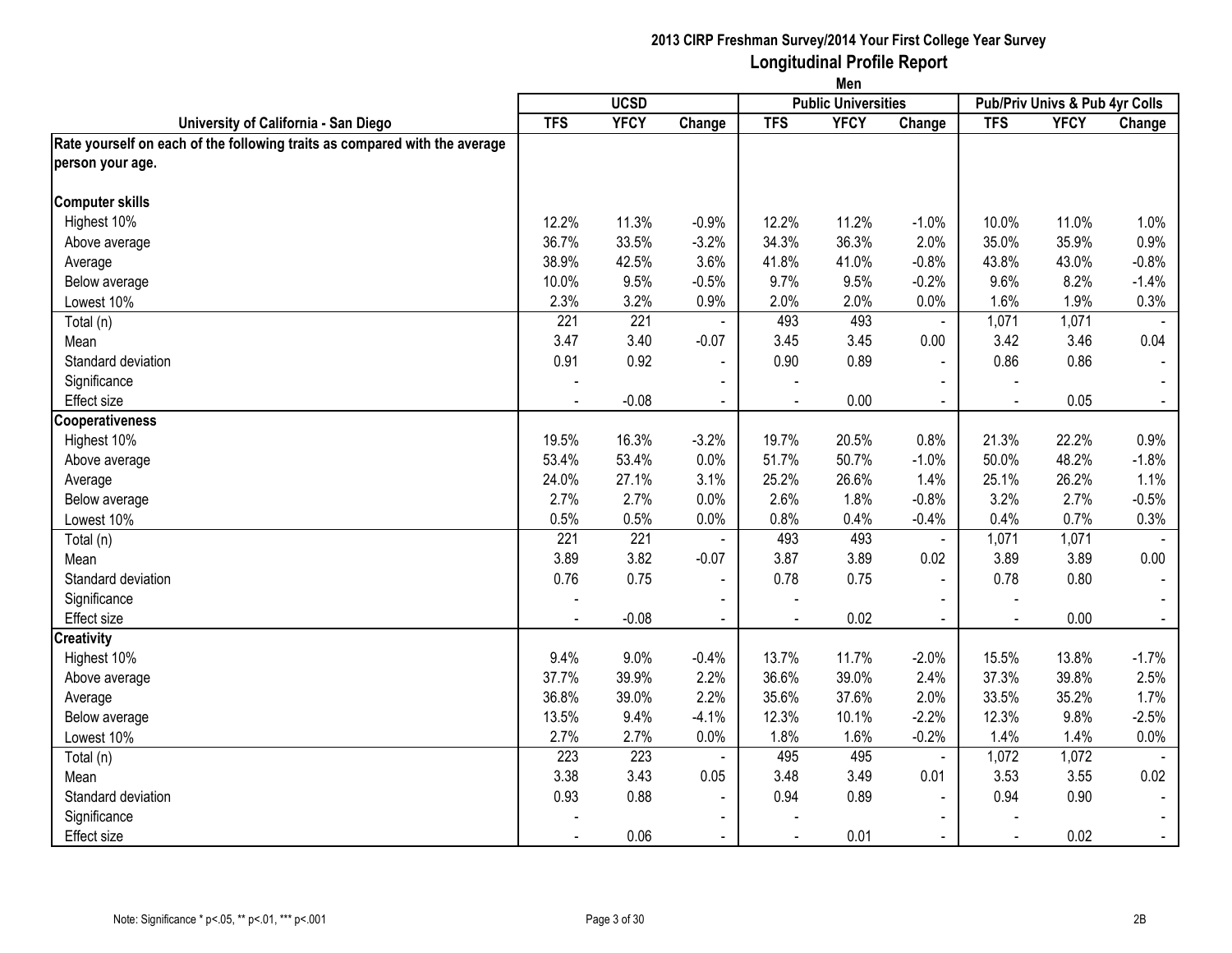# 2013 CIRP Freshman Survey/2014 Your First College Year Survey

## Longitudinal Profile Report

### Men

| University of California - San Diego | UCSD | | | Public Universities | | | Pub/Priv Univs & Pub 4yr Colls | | |
|---|---|---|---|---|---|---|---|---|---|
| | TFS | YFCY | Change | TFS | YFCY | Change | TFS | YFCY | Change |
| **Rate yourself on each of the following traits as compared with the average person your age.** | | | | | | | | | |
| **Computer skills** | | | | | | | | | |
| Highest 10% | 12.2% | 11.3% | -0.9% | 12.2% | 11.2% | -1.0% | 10.0% | 11.0% | 1.0% |
| Above average | 36.7% | 33.5% | -3.2% | 34.3% | 36.3% | 2.0% | 35.0% | 35.9% | 0.9% |
| Average | 38.9% | 42.5% | 3.6% | 41.8% | 41.0% | -0.8% | 43.8% | 43.0% | -0.8% |
| Below average | 10.0% | 9.5% | -0.5% | 9.7% | 9.5% | -0.2% | 9.6% | 8.2% | -1.4% |
| Lowest 10% | 2.3% | 3.2% | 0.9% | 2.0% | 2.0% | 0.0% | 1.6% | 1.9% | 0.3% |
| Total (n) | 221 | 221 | - | 493 | 493 | - | 1,071 | 1,071 | - |
| Mean | 3.47 | 3.40 | -0.07 | 3.45 | 3.45 | 0.00 | 3.42 | 3.46 | 0.04 |
| Standard deviation | 0.91 | 0.92 | - | 0.90 | 0.89 | - | 0.86 | 0.86 | - |
| Significance | - | | - | - | | - | - | | - |
| Effect size | - | -0.08 | - | - | 0.00 | - | - | 0.05 | - |
| **Cooperativeness** | | | | | | | | | |
| Highest 10% | 19.5% | 16.3% | -3.2% | 19.7% | 20.5% | 0.8% | 21.3% | 22.2% | 0.9% |
| Above average | 53.4% | 53.4% | 0.0% | 51.7% | 50.7% | -1.0% | 50.0% | 48.2% | -1.8% |
| Average | 24.0% | 27.1% | 3.1% | 25.2% | 26.6% | 1.4% | 25.1% | 26.2% | 1.1% |
| Below average | 2.7% | 2.7% | 0.0% | 2.6% | 1.8% | -0.8% | 3.2% | 2.7% | -0.5% |
| Lowest 10% | 0.5% | 0.5% | 0.0% | 0.8% | 0.4% | -0.4% | 0.4% | 0.7% | 0.3% |
| Total (n) | 221 | 221 | - | 493 | 493 | - | 1,071 | 1,071 | - |
| Mean | 3.89 | 3.82 | -0.07 | 3.87 | 3.89 | 0.02 | 3.89 | 3.89 | 0.00 |
| Standard deviation | 0.76 | 0.75 | - | 0.78 | 0.75 | - | 0.78 | 0.80 | - |
| Significance | - | | - | - | | - | - | | - |
| Effect size | - | -0.08 | - | - | 0.02 | - | - | 0.00 | - |
| **Creativity** | | | | | | | | | |
| Highest 10% | 9.4% | 9.0% | -0.4% | 13.7% | 11.7% | -2.0% | 15.5% | 13.8% | -1.7% |
| Above average | 37.7% | 39.9% | 2.2% | 36.6% | 39.0% | 2.4% | 37.3% | 39.8% | 2.5% |
| Average | 36.8% | 39.0% | 2.2% | 35.6% | 37.6% | 2.0% | 33.5% | 35.2% | 1.7% |
| Below average | 13.5% | 9.4% | -4.1% | 12.3% | 10.1% | -2.2% | 12.3% | 9.8% | -2.5% |
| Lowest 10% | 2.7% | 2.7% | 0.0% | 1.8% | 1.6% | -0.2% | 1.4% | 1.4% | 0.0% |
| Total (n) | 223 | 223 | - | 495 | 495 | - | 1,072 | 1,072 | - |
| Mean | 3.38 | 3.43 | 0.05 | 3.48 | 3.49 | 0.01 | 3.53 | 3.55 | 0.02 |
| Standard deviation | 0.93 | 0.88 | - | 0.94 | 0.89 | - | 0.94 | 0.90 | - |
| Significance | - | | - | - | | - | - | | - |
| Effect size | - | 0.06 | - | - | 0.01 | - | - | 0.02 | - |

Note: Significance * p<.05, ** p<.01, *** p<.001

2B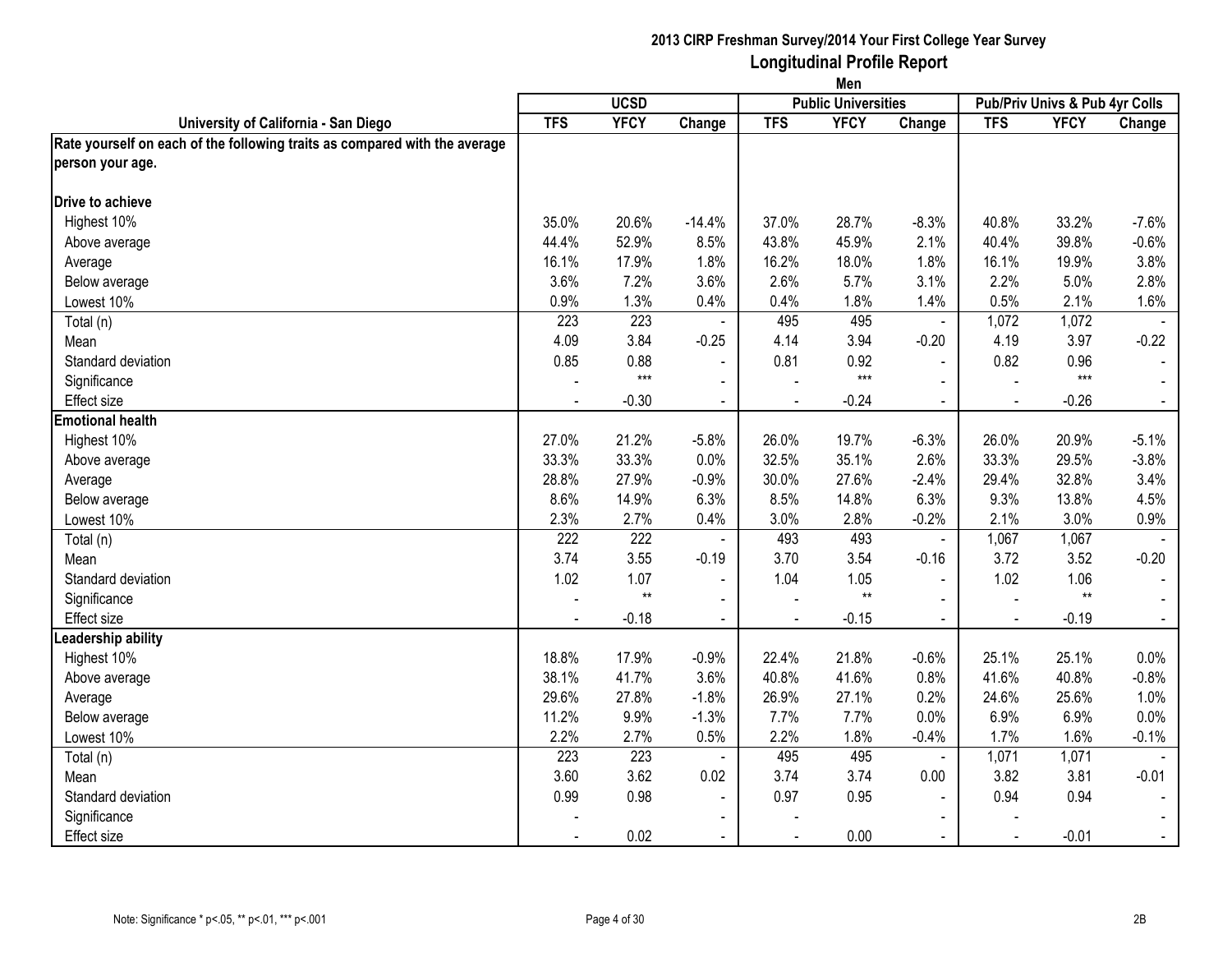# 2013 CIRP Freshman Survey/2014 Your First College Year Survey

## Longitudinal Profile Report

### Men

| University of California - San Diego | UCSD | | | Public Universities | | | Pub/Priv Univs & Pub 4yr Colls | | |
|---|---|---|---|---|---|---|---|---|---|
| | TFS | YFCY | Change | TFS | YFCY | Change | TFS | YFCY | Change |
| **Rate yourself on each of the following traits as compared with the average person your age.** | | | | | | | | | |
| **Drive to achieve** | | | | | | | | | |
| Highest 10% | 35.0% | 20.6% | -14.4% | 37.0% | 28.7% | -8.3% | 40.8% | 33.2% | -7.6% |
| Above average | 44.4% | 52.9% | 8.5% | 43.8% | 45.9% | 2.1% | 40.4% | 39.8% | -0.6% |
| Average | 16.1% | 17.9% | 1.8% | 16.2% | 18.0% | 1.8% | 16.1% | 19.9% | 3.8% |
| Below average | 3.6% | 7.2% | 3.6% | 2.6% | 5.7% | 3.1% | 2.2% | 5.0% | 2.8% |
| Lowest 10% | 0.9% | 1.3% | 0.4% | 0.4% | 1.8% | 1.4% | 0.5% | 2.1% | 1.6% |
| Total (n) | 223 | 223 | - | 495 | 495 | - | 1,072 | 1,072 | - |
| Mean | 4.09 | 3.84 | -0.25 | 4.14 | 3.94 | -0.20 | 4.19 | 3.97 | -0.22 |
| Standard deviation | 0.85 | 0.88 | - | 0.81 | 0.92 | - | 0.82 | 0.96 | - |
| Significance | - | *** | - | - | *** | - | - | *** | - |
| Effect size | - | -0.30 | - | - | -0.24 | - | - | -0.26 | - |
| **Emotional health** | | | | | | | | | |
| Highest 10% | 27.0% | 21.2% | -5.8% | 26.0% | 19.7% | -6.3% | 26.0% | 20.9% | -5.1% |
| Above average | 33.3% | 33.3% | 0.0% | 32.5% | 35.1% | 2.6% | 33.3% | 29.5% | -3.8% |
| Average | 28.8% | 27.9% | -0.9% | 30.0% | 27.6% | -2.4% | 29.4% | 32.8% | 3.4% |
| Below average | 8.6% | 14.9% | 6.3% | 8.5% | 14.8% | 6.3% | 9.3% | 13.8% | 4.5% |
| Lowest 10% | 2.3% | 2.7% | 0.4% | 3.0% | 2.8% | -0.2% | 2.1% | 3.0% | 0.9% |
| Total (n) | 222 | 222 | - | 493 | 493 | - | 1,067 | 1,067 | - |
| Mean | 3.74 | 3.55 | -0.19 | 3.70 | 3.54 | -0.16 | 3.72 | 3.52 | -0.20 |
| Standard deviation | 1.02 | 1.07 | - | 1.04 | 1.05 | - | 1.02 | 1.06 | - |
| Significance | - | ** | - | - | ** | - | - | ** | - |
| Effect size | - | -0.18 | - | - | -0.15 | - | - | -0.19 | - |
| **Leadership ability** | | | | | | | | | |
| Highest 10% | 18.8% | 17.9% | -0.9% | 22.4% | 21.8% | -0.6% | 25.1% | 25.1% | 0.0% |
| Above average | 38.1% | 41.7% | 3.6% | 40.8% | 41.6% | 0.8% | 41.6% | 40.8% | -0.8% |
| Average | 29.6% | 27.8% | -1.8% | 26.9% | 27.1% | 0.2% | 24.6% | 25.6% | 1.0% |
| Below average | 11.2% | 9.9% | -1.3% | 7.7% | 7.7% | 0.0% | 6.9% | 6.9% | 0.0% |
| Lowest 10% | 2.2% | 2.7% | 0.5% | 2.2% | 1.8% | -0.4% | 1.7% | 1.6% | -0.1% |
| Total (n) | 223 | 223 | - | 495 | 495 | - | 1,071 | 1,071 | - |
| Mean | 3.60 | 3.62 | 0.02 | 3.74 | 3.74 | 0.00 | 3.82 | 3.81 | -0.01 |
| Standard deviation | 0.99 | 0.98 | - | 0.97 | 0.95 | - | 0.94 | 0.94 | - |
| Significance | - | | - | - | | - | - | | - |
| Effect size | - | 0.02 | - | - | 0.00 | - | - | -0.01 | - |

Note: Significance * p<.05, ** p<.01, *** p<.001

2B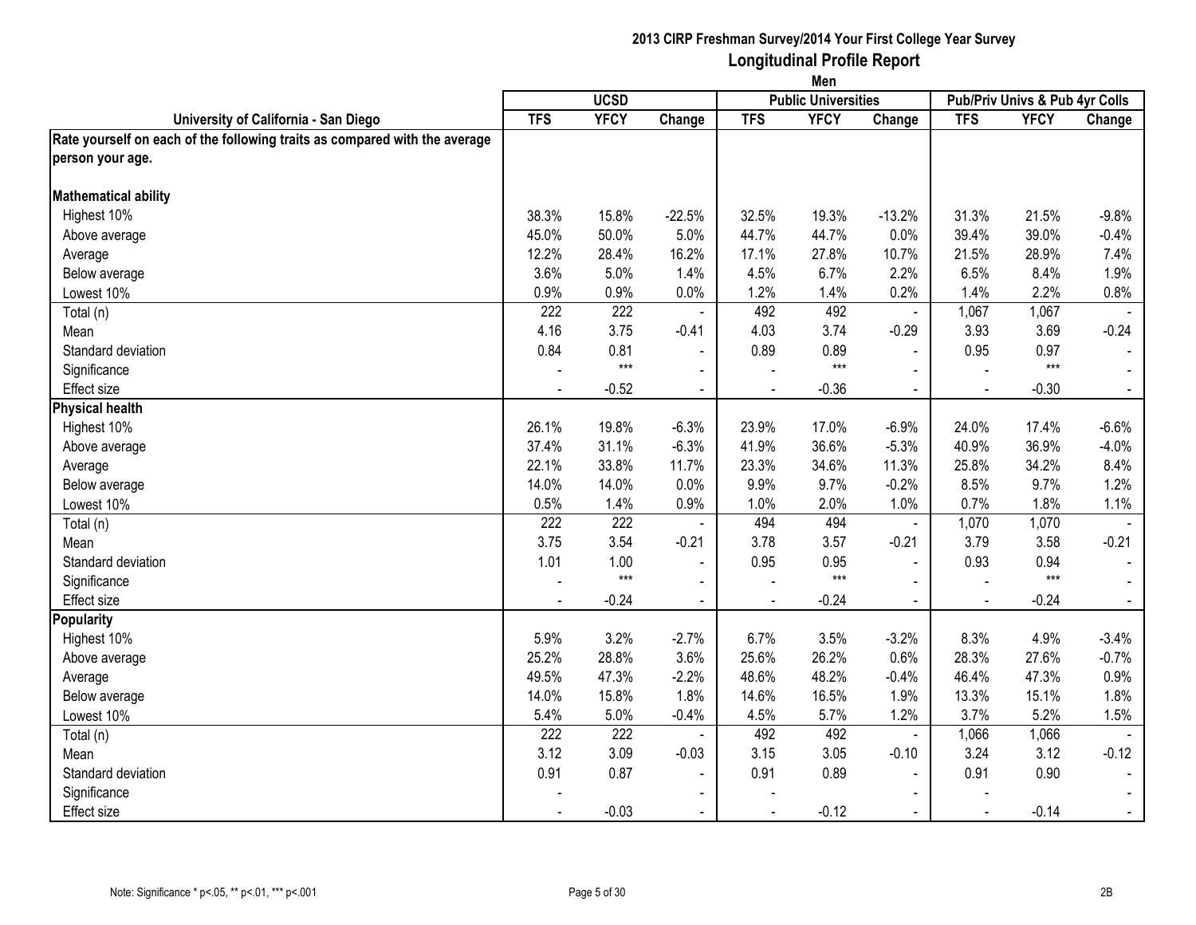## 2013 CIRP Freshman Survey/2014 Your First College Year Survey
## Longitudinal Profile Report
### Men

| University of California - San Diego | UCSD | | | Public Universities | | | Pub/Priv Univs & Pub 4yr Colls | | |
|---|---|---|---|---|---|---|---|---|---|
| | TFS | YFCY | Change | TFS | YFCY | Change | TFS | YFCY | Change |
| **Rate yourself on each of the following traits as compared with the average person your age.** | | | | | | | | | |
| **Mathematical ability** | | | | | | | | | |
| Highest 10% | 38.3% | 15.8% | -22.5% | 32.5% | 19.3% | -13.2% | 31.3% | 21.5% | -9.8% |
| Above average | 45.0% | 50.0% | 5.0% | 44.7% | 44.7% | 0.0% | 39.4% | 39.0% | -0.4% |
| Average | 12.2% | 28.4% | 16.2% | 17.1% | 27.8% | 10.7% | 21.5% | 28.9% | 7.4% |
| Below average | 3.6% | 5.0% | 1.4% | 4.5% | 6.7% | 2.2% | 6.5% | 8.4% | 1.9% |
| Lowest 10% | 0.9% | 0.9% | 0.0% | 1.2% | 1.4% | 0.2% | 1.4% | 2.2% | 0.8% |
| Total (n) | 222 | 222 | - | 492 | 492 | - | 1,067 | 1,067 | - |
| Mean | 4.16 | 3.75 | -0.41 | 4.03 | 3.74 | -0.29 | 3.93 | 3.69 | -0.24 |
| Standard deviation | 0.84 | 0.81 | - | 0.89 | 0.89 | - | 0.95 | 0.97 | - |
| Significance | - | *** | - | - | *** | - | - | *** | - |
| Effect size | - | -0.52 | - | - | -0.36 | - | - | -0.30 | - |
| **Physical health** | | | | | | | | | |
| Highest 10% | 26.1% | 19.8% | -6.3% | 23.9% | 17.0% | -6.9% | 24.0% | 17.4% | -6.6% |
| Above average | 37.4% | 31.1% | -6.3% | 41.9% | 36.6% | -5.3% | 40.9% | 36.9% | -4.0% |
| Average | 22.1% | 33.8% | 11.7% | 23.3% | 34.6% | 11.3% | 25.8% | 34.2% | 8.4% |
| Below average | 14.0% | 14.0% | 0.0% | 9.9% | 9.7% | -0.2% | 8.5% | 9.7% | 1.2% |
| Lowest 10% | 0.5% | 1.4% | 0.9% | 1.0% | 2.0% | 1.0% | 0.7% | 1.8% | 1.1% |
| Total (n) | 222 | 222 | - | 494 | 494 | - | 1,070 | 1,070 | - |
| Mean | 3.75 | 3.54 | -0.21 | 3.78 | 3.57 | -0.21 | 3.79 | 3.58 | -0.21 |
| Standard deviation | 1.01 | 1.00 | - | 0.95 | 0.95 | - | 0.93 | 0.94 | - |
| Significance | - | *** | - | - | *** | - | - | *** | - |
| Effect size | - | -0.24 | - | - | -0.24 | - | - | -0.24 | - |
| **Popularity** | | | | | | | | | |
| Highest 10% | 5.9% | 3.2% | -2.7% | 6.7% | 3.5% | -3.2% | 8.3% | 4.9% | -3.4% |
| Above average | 25.2% | 28.8% | 3.6% | 25.6% | 26.2% | 0.6% | 28.3% | 27.6% | -0.7% |
| Average | 49.5% | 47.3% | -2.2% | 48.6% | 48.2% | -0.4% | 46.4% | 47.3% | 0.9% |
| Below average | 14.0% | 15.8% | 1.8% | 14.6% | 16.5% | 1.9% | 13.3% | 15.1% | 1.8% |
| Lowest 10% | 5.4% | 5.0% | -0.4% | 4.5% | 5.7% | 1.2% | 3.7% | 5.2% | 1.5% |
| Total (n) | 222 | 222 | - | 492 | 492 | - | 1,066 | 1,066 | - |
| Mean | 3.12 | 3.09 | -0.03 | 3.15 | 3.05 | -0.10 | 3.24 | 3.12 | -0.12 |
| Standard deviation | 0.91 | 0.87 | - | 0.91 | 0.89 | - | 0.91 | 0.90 | - |
| Significance | - | | - | - | | - | - | | - |
| Effect size | - | -0.03 | - | - | -0.12 | - | - | -0.14 | - |

Note: Significance * p<.05, ** p<.01, *** p<.001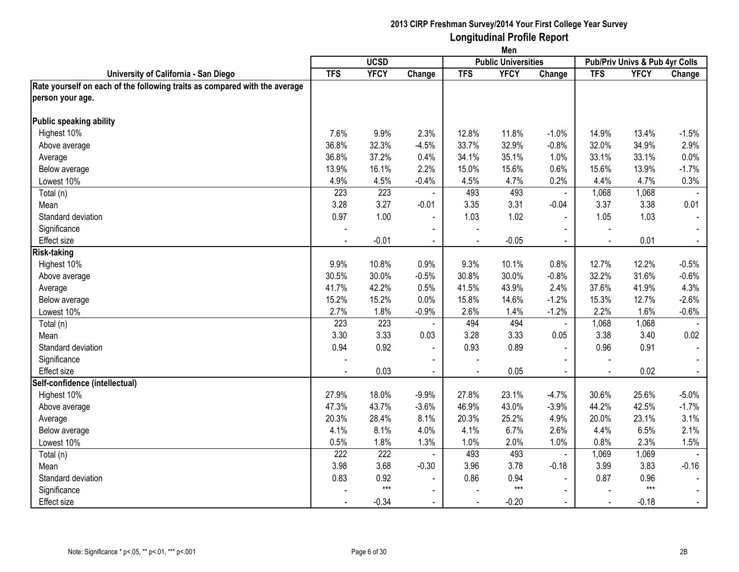**2013 CIRP Freshman Survey/2014 Your First College Year Survey**

## Longitudinal Profile Report

**Men**

| University of California - San Diego | UCSD | | | Public Universities | | | Pub/Priv Univs & Pub 4yr Colls | | |
|---|---|---|---|---|---|---|---|---|---|
| | TFS | YFCY | Change | TFS | YFCY | Change | TFS | YFCY | Change |
| **Rate yourself on each of the following traits as compared with the average person your age.** | | | | | | | | | |
| **Public speaking ability** | | | | | | | | | |
| Highest 10% | 7.6% | 9.9% | 2.3% | 12.8% | 11.8% | -1.0% | 14.9% | 13.4% | -1.5% |
| Above average | 36.8% | 32.3% | -4.5% | 33.7% | 32.9% | -0.8% | 32.0% | 34.9% | 2.9% |
| Average | 36.8% | 37.2% | 0.4% | 34.1% | 35.1% | 1.0% | 33.1% | 33.1% | 0.0% |
| Below average | 13.9% | 16.1% | 2.2% | 15.0% | 15.6% | 0.6% | 15.6% | 13.9% | -1.7% |
| Lowest 10% | 4.9% | 4.5% | -0.4% | 4.5% | 4.7% | 0.2% | 4.4% | 4.7% | 0.3% |
| Total (n) | 223 | 223 | - | 493 | 493 | - | 1,068 | 1,068 | - |
| Mean | 3.28 | 3.27 | -0.01 | 3.35 | 3.31 | -0.04 | 3.37 | 3.38 | 0.01 |
| Standard deviation | 0.97 | 1.00 | - | 1.03 | 1.02 | - | 1.05 | 1.03 | - |
| Significance | - | | - | - | | - | - | | - |
| Effect size | - | -0.01 | - | - | -0.05 | - | - | 0.01 | - |
| **Risk-taking** | | | | | | | | | |
| Highest 10% | 9.9% | 10.8% | 0.9% | 9.3% | 10.1% | 0.8% | 12.7% | 12.2% | -0.5% |
| Above average | 30.5% | 30.0% | -0.5% | 30.8% | 30.0% | -0.8% | 32.2% | 31.6% | -0.6% |
| Average | 41.7% | 42.2% | 0.5% | 41.5% | 43.9% | 2.4% | 37.6% | 41.9% | 4.3% |
| Below average | 15.2% | 15.2% | 0.0% | 15.8% | 14.6% | -1.2% | 15.3% | 12.7% | -2.6% |
| Lowest 10% | 2.7% | 1.8% | -0.9% | 2.6% | 1.4% | -1.2% | 2.2% | 1.6% | -0.6% |
| Total (n) | 223 | 223 | - | 494 | 494 | - | 1,068 | 1,068 | - |
| Mean | 3.30 | 3.33 | 0.03 | 3.28 | 3.33 | 0.05 | 3.38 | 3.40 | 0.02 |
| Standard deviation | 0.94 | 0.92 | - | 0.93 | 0.89 | - | 0.96 | 0.91 | - |
| Significance | - | | - | - | | - | - | | - |
| Effect size | - | 0.03 | - | - | 0.05 | - | - | 0.02 | - |
| **Self-confidence (intellectual)** | | | | | | | | | |
| Highest 10% | 27.9% | 18.0% | -9.9% | 27.8% | 23.1% | -4.7% | 30.6% | 25.6% | -5.0% |
| Above average | 47.3% | 43.7% | -3.6% | 46.9% | 43.0% | -3.9% | 44.2% | 42.5% | -1.7% |
| Average | 20.3% | 28.4% | 8.1% | 20.3% | 25.2% | 4.9% | 20.0% | 23.1% | 3.1% |
| Below average | 4.1% | 8.1% | 4.0% | 4.1% | 6.7% | 2.6% | 4.4% | 6.5% | 2.1% |
| Lowest 10% | 0.5% | 1.8% | 1.3% | 1.0% | 2.0% | 1.0% | 0.8% | 2.3% | 1.5% |
| Total (n) | 222 | 222 | - | 493 | 493 | - | 1,069 | 1,069 | - |
| Mean | 3.98 | 3.68 | -0.30 | 3.96 | 3.78 | -0.18 | 3.99 | 3.83 | -0.16 |
| Standard deviation | 0.83 | 0.92 | - | 0.86 | 0.94 | - | 0.87 | 0.96 | - |
| Significance | - | *** | - | - | *** | - | - | *** | - |
| Effect size | - | -0.34 | - | - | -0.20 | - | - | -0.18 | - |

Note: Significance * p<.05, ** p<.01, *** p<.001

2B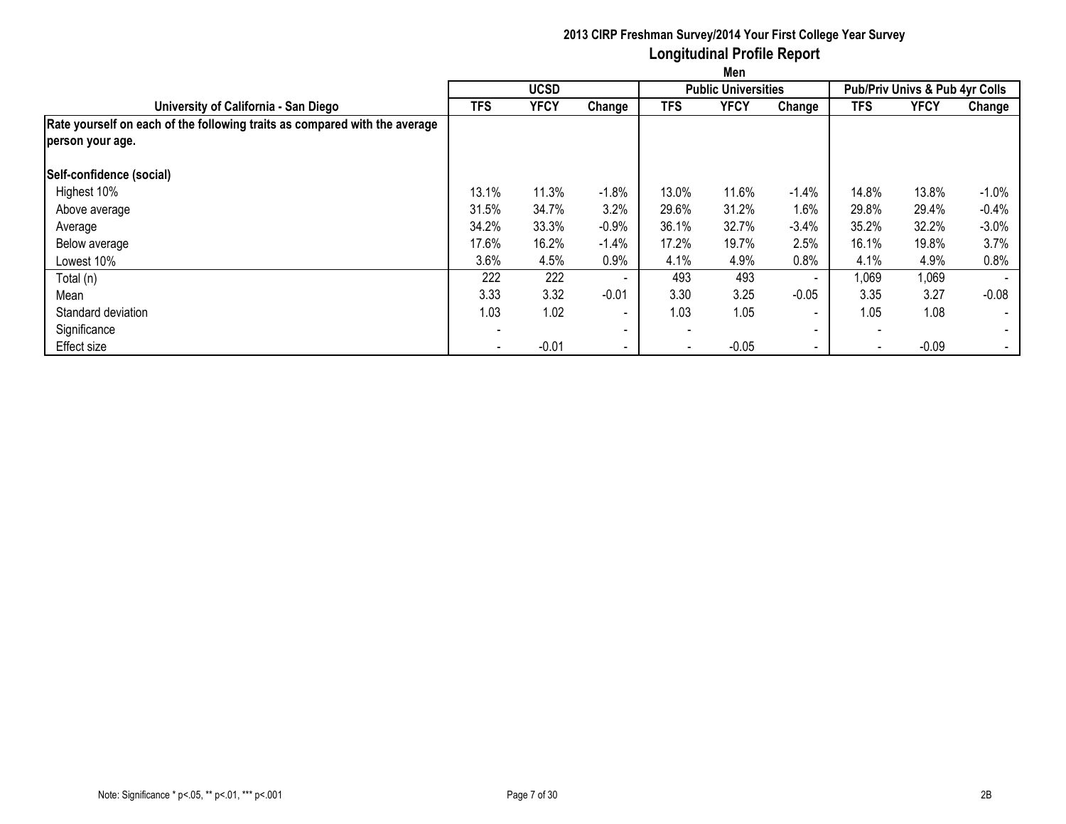# 2013 CIRP Freshman Survey/2014 Your First College Year Survey

## Longitudinal Profile Report

### Men

| University of California - San Diego | UCSD | | | Public Universities | | | Pub/Priv Univs & Pub 4yr Colls | | |
|---|---|---|---|---|---|---|---|---|---|
| | TFS | YFCY | Change | TFS | YFCY | Change | TFS | YFCY | Change |
| **Rate yourself on each of the following traits as compared with the average person your age.** | | | | | | | | | |
| **Self-confidence (social)** | | | | | | | | | |
| Highest 10% | 13.1% | 11.3% | -1.8% | 13.0% | 11.6% | -1.4% | 14.8% | 13.8% | -1.0% |
| Above average | 31.5% | 34.7% | 3.2% | 29.6% | 31.2% | 1.6% | 29.8% | 29.4% | -0.4% |
| Average | 34.2% | 33.3% | -0.9% | 36.1% | 32.7% | -3.4% | 35.2% | 32.2% | -3.0% |
| Below average | 17.6% | 16.2% | -1.4% | 17.2% | 19.7% | 2.5% | 16.1% | 19.8% | 3.7% |
| Lowest 10% | 3.6% | 4.5% | 0.9% | 4.1% | 4.9% | 0.8% | 4.1% | 4.9% | 0.8% |
| Total (n) | 222 | 222 | - | 493 | 493 | - | 1,069 | 1,069 | - |
| Mean | 3.33 | 3.32 | -0.01 | 3.30 | 3.25 | -0.05 | 3.35 | 3.27 | -0.08 |
| Standard deviation | 1.03 | 1.02 | - | 1.03 | 1.05 | - | 1.05 | 1.08 | - |
| Significance | - | | - | - | | - | - | | - |
| Effect size | - | -0.01 | - | - | -0.05 | - | - | -0.09 | - |

Note: Significance * p<.05, ** p<.01, *** p<.001

2B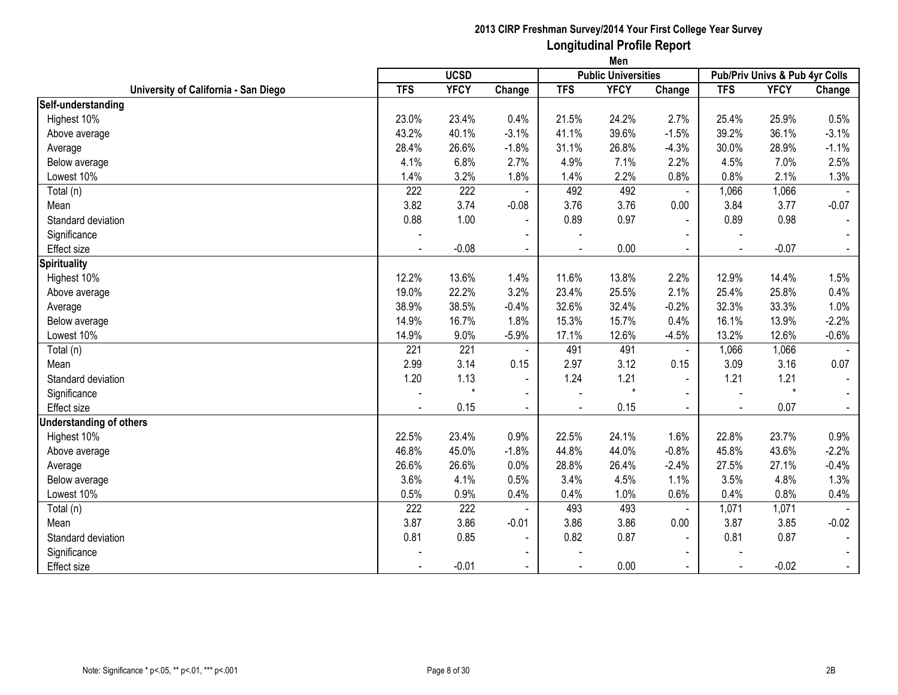**2013 CIRP Freshman Survey/2014 Your First College Year Survey**

**Longitudinal Profile Report**

**Men**

| University of California - San Diego | UCSD | | | Public Universities | | | Pub/Priv Univs & Pub 4yr Colls | | |
|---|---|---|---|---|---|---|---|---|---|
| | TFS | YFCY | Change | TFS | YFCY | Change | TFS | YFCY | Change |
| **Self-understanding** | | | | | | | | | |
| Highest 10% | 23.0% | 23.4% | 0.4% | 21.5% | 24.2% | 2.7% | 25.4% | 25.9% | 0.5% |
| Above average | 43.2% | 40.1% | -3.1% | 41.1% | 39.6% | -1.5% | 39.2% | 36.1% | -3.1% |
| Average | 28.4% | 26.6% | -1.8% | 31.1% | 26.8% | -4.3% | 30.0% | 28.9% | -1.1% |
| Below average | 4.1% | 6.8% | 2.7% | 4.9% | 7.1% | 2.2% | 4.5% | 7.0% | 2.5% |
| Lowest 10% | 1.4% | 3.2% | 1.8% | 1.4% | 2.2% | 0.8% | 0.8% | 2.1% | 1.3% |
| Total (n) | 222 | 222 | - | 492 | 492 | - | 1,066 | 1,066 | - |
| Mean | 3.82 | 3.74 | -0.08 | 3.76 | 3.76 | 0.00 | 3.84 | 3.77 | -0.07 |
| Standard deviation | 0.88 | 1.00 | - | 0.89 | 0.97 | - | 0.89 | 0.98 | - |
| Significance | - | | - | - | | - | - | | - |
| Effect size | - | -0.08 | - | - | 0.00 | - | - | -0.07 | - |
| **Spirituality** | | | | | | | | | |
| Highest 10% | 12.2% | 13.6% | 1.4% | 11.6% | 13.8% | 2.2% | 12.9% | 14.4% | 1.5% |
| Above average | 19.0% | 22.2% | 3.2% | 23.4% | 25.5% | 2.1% | 25.4% | 25.8% | 0.4% |
| Average | 38.9% | 38.5% | -0.4% | 32.6% | 32.4% | -0.2% | 32.3% | 33.3% | 1.0% |
| Below average | 14.9% | 16.7% | 1.8% | 15.3% | 15.7% | 0.4% | 16.1% | 13.9% | -2.2% |
| Lowest 10% | 14.9% | 9.0% | -5.9% | 17.1% | 12.6% | -4.5% | 13.2% | 12.6% | -0.6% |
| Total (n) | 221 | 221 | - | 491 | 491 | - | 1,066 | 1,066 | - |
| Mean | 2.99 | 3.14 | 0.15 | 2.97 | 3.12 | 0.15 | 3.09 | 3.16 | 0.07 |
| Standard deviation | 1.20 | 1.13 | - | 1.24 | 1.21 | - | 1.21 | 1.21 | - |
| Significance | - | * | - | - | * | - | - | * | - |
| Effect size | - | 0.15 | - | - | 0.15 | - | - | 0.07 | - |
| **Understanding of others** | | | | | | | | | |
| Highest 10% | 22.5% | 23.4% | 0.9% | 22.5% | 24.1% | 1.6% | 22.8% | 23.7% | 0.9% |
| Above average | 46.8% | 45.0% | -1.8% | 44.8% | 44.0% | -0.8% | 45.8% | 43.6% | -2.2% |
| Average | 26.6% | 26.6% | 0.0% | 28.8% | 26.4% | -2.4% | 27.5% | 27.1% | -0.4% |
| Below average | 3.6% | 4.1% | 0.5% | 3.4% | 4.5% | 1.1% | 3.5% | 4.8% | 1.3% |
| Lowest 10% | 0.5% | 0.9% | 0.4% | 0.4% | 1.0% | 0.6% | 0.4% | 0.8% | 0.4% |
| Total (n) | 222 | 222 | - | 493 | 493 | - | 1,071 | 1,071 | - |
| Mean | 3.87 | 3.86 | -0.01 | 3.86 | 3.86 | 0.00 | 3.87 | 3.85 | -0.02 |
| Standard deviation | 0.81 | 0.85 | - | 0.82 | 0.87 | - | 0.81 | 0.87 | - |
| Significance | - | | - | - | | - | - | | - |
| Effect size | - | -0.01 | - | - | 0.00 | - | - | -0.02 | - |

Note: Significance * p<.05, ** p<.01, *** p<.001

2B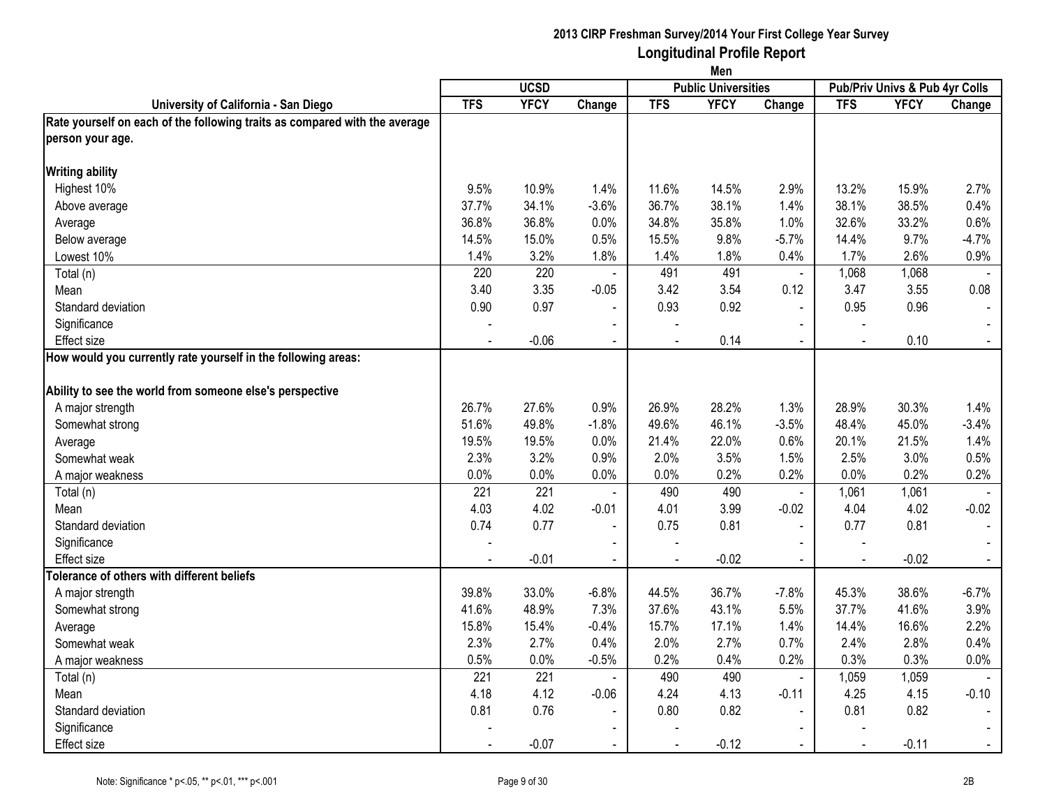**2013 CIRP Freshman Survey/2014 Your First College Year Survey**

**Longitudinal Profile Report**

**Men**

| University of California - San Diego | UCSD | | | Public Universities | | | Pub/Priv Univs & Pub 4yr Colls | | |
|---|---|---|---|---|---|---|---|---|---|
| | TFS | YFCY | Change | TFS | YFCY | Change | TFS | YFCY | Change |
| **Rate yourself on each of the following traits as compared with the average person your age.** | | | | | | | | | |
| **Writing ability** | | | | | | | | | |
| Highest 10% | 9.5% | 10.9% | 1.4% | 11.6% | 14.5% | 2.9% | 13.2% | 15.9% | 2.7% |
| Above average | 37.7% | 34.1% | -3.6% | 36.7% | 38.1% | 1.4% | 38.1% | 38.5% | 0.4% |
| Average | 36.8% | 36.8% | 0.0% | 34.8% | 35.8% | 1.0% | 32.6% | 33.2% | 0.6% |
| Below average | 14.5% | 15.0% | 0.5% | 15.5% | 9.8% | -5.7% | 14.4% | 9.7% | -4.7% |
| Lowest 10% | 1.4% | 3.2% | 1.8% | 1.4% | 1.8% | 0.4% | 1.7% | 2.6% | 0.9% |
| Total (n) | 220 | 220 | - | 491 | 491 | - | 1,068 | 1,068 | - |
| Mean | 3.40 | 3.35 | -0.05 | 3.42 | 3.54 | 0.12 | 3.47 | 3.55 | 0.08 |
| Standard deviation | 0.90 | 0.97 | - | 0.93 | 0.92 | - | 0.95 | 0.96 | - |
| Significance | - | | - | - | | - | - | | - |
| Effect size | - | -0.06 | - | - | 0.14 | - | - | 0.10 | - |
| **How would you currently rate yourself in the following areas:** | | | | | | | | | |
| **Ability to see the world from someone else's perspective** | | | | | | | | | |
| A major strength | 26.7% | 27.6% | 0.9% | 26.9% | 28.2% | 1.3% | 28.9% | 30.3% | 1.4% |
| Somewhat strong | 51.6% | 49.8% | -1.8% | 49.6% | 46.1% | -3.5% | 48.4% | 45.0% | -3.4% |
| Average | 19.5% | 19.5% | 0.0% | 21.4% | 22.0% | 0.6% | 20.1% | 21.5% | 1.4% |
| Somewhat weak | 2.3% | 3.2% | 0.9% | 2.0% | 3.5% | 1.5% | 2.5% | 3.0% | 0.5% |
| A major weakness | 0.0% | 0.0% | 0.0% | 0.0% | 0.2% | 0.2% | 0.0% | 0.2% | 0.2% |
| Total (n) | 221 | 221 | - | 490 | 490 | - | 1,061 | 1,061 | - |
| Mean | 4.03 | 4.02 | -0.01 | 4.01 | 3.99 | -0.02 | 4.04 | 4.02 | -0.02 |
| Standard deviation | 0.74 | 0.77 | - | 0.75 | 0.81 | - | 0.77 | 0.81 | - |
| Significance | - | | - | - | | - | - | | - |
| Effect size | - | -0.01 | - | - | -0.02 | - | - | -0.02 | - |
| **Tolerance of others with different beliefs** | | | | | | | | | |
| A major strength | 39.8% | 33.0% | -6.8% | 44.5% | 36.7% | -7.8% | 45.3% | 38.6% | -6.7% |
| Somewhat strong | 41.6% | 48.9% | 7.3% | 37.6% | 43.1% | 5.5% | 37.7% | 41.6% | 3.9% |
| Average | 15.8% | 15.4% | -0.4% | 15.7% | 17.1% | 1.4% | 14.4% | 16.6% | 2.2% |
| Somewhat weak | 2.3% | 2.7% | 0.4% | 2.0% | 2.7% | 0.7% | 2.4% | 2.8% | 0.4% |
| A major weakness | 0.5% | 0.0% | -0.5% | 0.2% | 0.4% | 0.2% | 0.3% | 0.3% | 0.0% |
| Total (n) | 221 | 221 | - | 490 | 490 | - | 1,059 | 1,059 | - |
| Mean | 4.18 | 4.12 | -0.06 | 4.24 | 4.13 | -0.11 | 4.25 | 4.15 | -0.10 |
| Standard deviation | 0.81 | 0.76 | - | 0.80 | 0.82 | - | 0.81 | 0.82 | - |
| Significance | - | | - | - | | - | - | | - |
| Effect size | - | -0.07 | - | - | -0.12 | - | - | -0.11 | - |

Note: Significance * p<.05, ** p<.01, *** p<.001

2B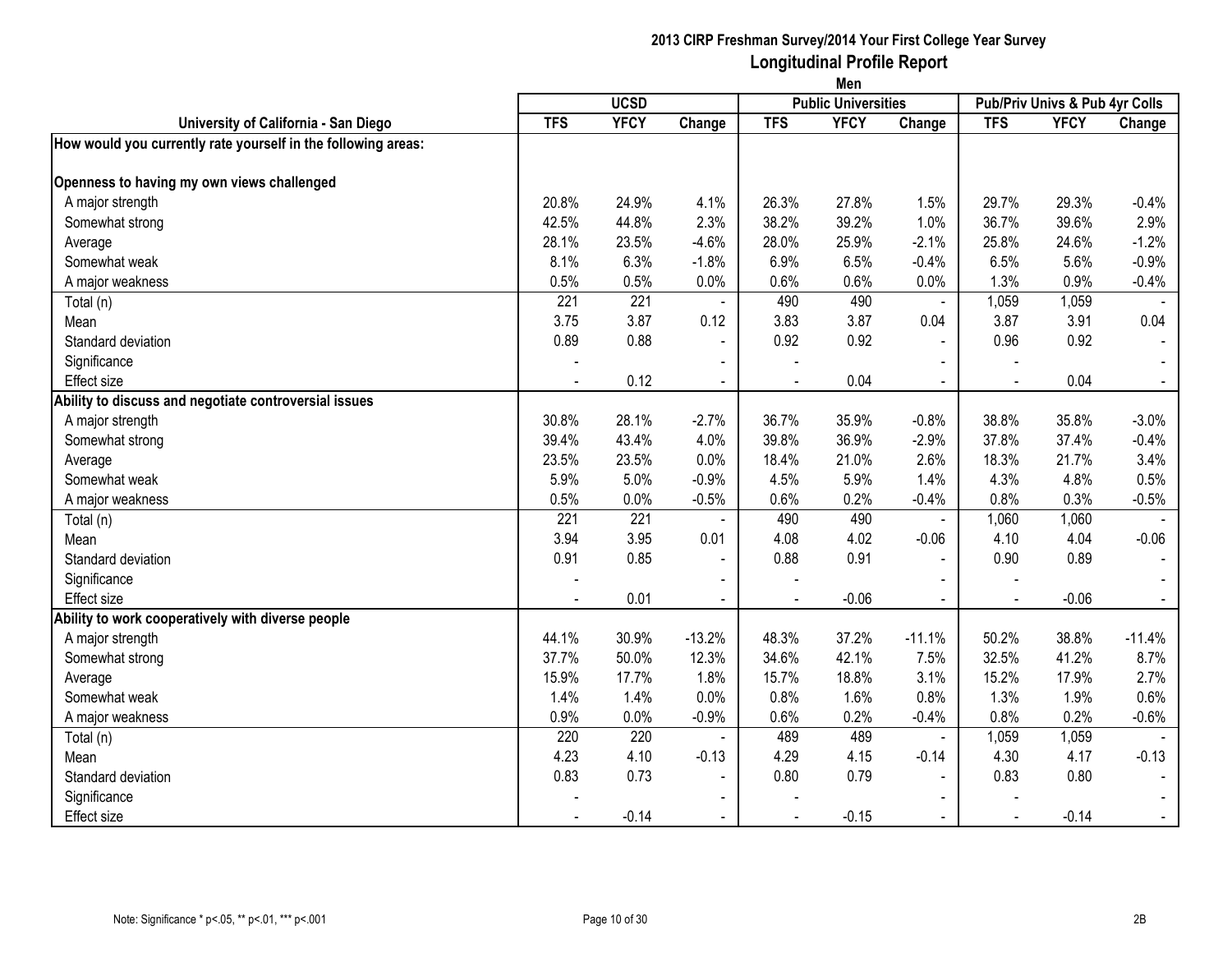**2013 CIRP Freshman Survey/2014 Your First College Year Survey**

# Longitudinal Profile Report

## Men

| University of California - San Diego | UCSD | | | Public Universities | | | Pub/Priv Univs & Pub 4yr Colls | | |
|---|---|---|---|---|---|---|---|---|---|
| | TFS | YFCY | Change | TFS | YFCY | Change | TFS | YFCY | Change |
| **How would you currently rate yourself in the following areas:** | | | | | | | | | |
| **Openness to having my own views challenged** | | | | | | | | | |
| A major strength | 20.8% | 24.9% | 4.1% | 26.3% | 27.8% | 1.5% | 29.7% | 29.3% | -0.4% |
| Somewhat strong | 42.5% | 44.8% | 2.3% | 38.2% | 39.2% | 1.0% | 36.7% | 39.6% | 2.9% |
| Average | 28.1% | 23.5% | -4.6% | 28.0% | 25.9% | -2.1% | 25.8% | 24.6% | -1.2% |
| Somewhat weak | 8.1% | 6.3% | -1.8% | 6.9% | 6.5% | -0.4% | 6.5% | 5.6% | -0.9% |
| A major weakness | 0.5% | 0.5% | 0.0% | 0.6% | 0.6% | 0.0% | 1.3% | 0.9% | -0.4% |
| Total (n) | 221 | 221 | - | 490 | 490 | - | 1,059 | 1,059 | - |
| Mean | 3.75 | 3.87 | 0.12 | 3.83 | 3.87 | 0.04 | 3.87 | 3.91 | 0.04 |
| Standard deviation | 0.89 | 0.88 | - | 0.92 | 0.92 | - | 0.96 | 0.92 | - |
| Significance | - | | - | - | | - | - | | - |
| Effect size | - | 0.12 | - | - | 0.04 | - | - | 0.04 | - |
| **Ability to discuss and negotiate controversial issues** | | | | | | | | | |
| A major strength | 30.8% | 28.1% | -2.7% | 36.7% | 35.9% | -0.8% | 38.8% | 35.8% | -3.0% |
| Somewhat strong | 39.4% | 43.4% | 4.0% | 39.8% | 36.9% | -2.9% | 37.8% | 37.4% | -0.4% |
| Average | 23.5% | 23.5% | 0.0% | 18.4% | 21.0% | 2.6% | 18.3% | 21.7% | 3.4% |
| Somewhat weak | 5.9% | 5.0% | -0.9% | 4.5% | 5.9% | 1.4% | 4.3% | 4.8% | 0.5% |
| A major weakness | 0.5% | 0.0% | -0.5% | 0.6% | 0.2% | -0.4% | 0.8% | 0.3% | -0.5% |
| Total (n) | 221 | 221 | - | 490 | 490 | - | 1,060 | 1,060 | - |
| Mean | 3.94 | 3.95 | 0.01 | 4.08 | 4.02 | -0.06 | 4.10 | 4.04 | -0.06 |
| Standard deviation | 0.91 | 0.85 | - | 0.88 | 0.91 | - | 0.90 | 0.89 | - |
| Significance | - | | - | - | | - | - | | - |
| Effect size | - | 0.01 | - | - | -0.06 | - | - | -0.06 | - |
| **Ability to work cooperatively with diverse people** | | | | | | | | | |
| A major strength | 44.1% | 30.9% | -13.2% | 48.3% | 37.2% | -11.1% | 50.2% | 38.8% | -11.4% |
| Somewhat strong | 37.7% | 50.0% | 12.3% | 34.6% | 42.1% | 7.5% | 32.5% | 41.2% | 8.7% |
| Average | 15.9% | 17.7% | 1.8% | 15.7% | 18.8% | 3.1% | 15.2% | 17.9% | 2.7% |
| Somewhat weak | 1.4% | 1.4% | 0.0% | 0.8% | 1.6% | 0.8% | 1.3% | 1.9% | 0.6% |
| A major weakness | 0.9% | 0.0% | -0.9% | 0.6% | 0.2% | -0.4% | 0.8% | 0.2% | -0.6% |
| Total (n) | 220 | 220 | - | 489 | 489 | - | 1,059 | 1,059 | - |
| Mean | 4.23 | 4.10 | -0.13 | 4.29 | 4.15 | -0.14 | 4.30 | 4.17 | -0.13 |
| Standard deviation | 0.83 | 0.73 | - | 0.80 | 0.79 | - | 0.83 | 0.80 | - |
| Significance | - | | - | - | | - | - | | - |
| Effect size | - | -0.14 | - | - | -0.15 | - | - | -0.14 | - |

Note: Significance * p<.05, ** p<.01, *** p<.001

2B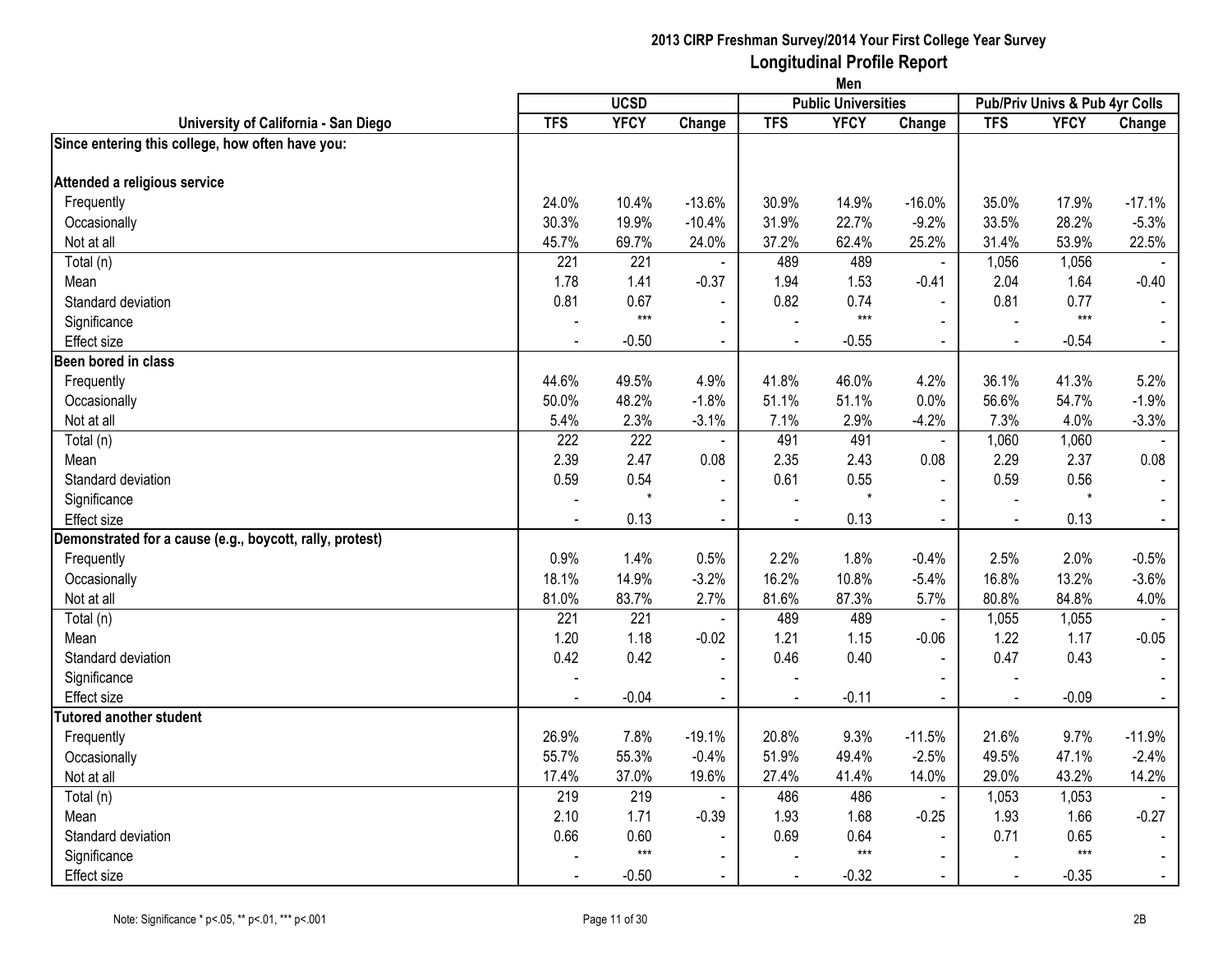# 2013 CIRP Freshman Survey/2014 Your First College Year Survey

## Longitudinal Profile Report

### Men

| University of California - San Diego | UCSD | | | Public Universities | | | Pub/Priv Univs & Pub 4yr Colls | | |
|---|---|---|---|---|---|---|---|---|---|
| | TFS | YFCY | Change | TFS | YFCY | Change | TFS | YFCY | Change |
| **Since entering this college, how often have you:** | | | | | | | | | |
| **Attended a religious service** | | | | | | | | | |
| Frequently | 24.0% | 10.4% | -13.6% | 30.9% | 14.9% | -16.0% | 35.0% | 17.9% | -17.1% |
| Occasionally | 30.3% | 19.9% | -10.4% | 31.9% | 22.7% | -9.2% | 33.5% | 28.2% | -5.3% |
| Not at all | 45.7% | 69.7% | 24.0% | 37.2% | 62.4% | 25.2% | 31.4% | 53.9% | 22.5% |
| Total (n) | 221 | 221 | - | 489 | 489 | - | 1,056 | 1,056 | - |
| Mean | 1.78 | 1.41 | -0.37 | 1.94 | 1.53 | -0.41 | 2.04 | 1.64 | -0.40 |
| Standard deviation | 0.81 | 0.67 | - | 0.82 | 0.74 | - | 0.81 | 0.77 | - |
| Significance | - | *** | - | - | *** | - | - | *** | - |
| Effect size | - | -0.50 | - | - | -0.55 | - | - | -0.54 | - |
| **Been bored in class** | | | | | | | | | |
| Frequently | 44.6% | 49.5% | 4.9% | 41.8% | 46.0% | 4.2% | 36.1% | 41.3% | 5.2% |
| Occasionally | 50.0% | 48.2% | -1.8% | 51.1% | 51.1% | 0.0% | 56.6% | 54.7% | -1.9% |
| Not at all | 5.4% | 2.3% | -3.1% | 7.1% | 2.9% | -4.2% | 7.3% | 4.0% | -3.3% |
| Total (n) | 222 | 222 | - | 491 | 491 | - | 1,060 | 1,060 | - |
| Mean | 2.39 | 2.47 | 0.08 | 2.35 | 2.43 | 0.08 | 2.29 | 2.37 | 0.08 |
| Standard deviation | 0.59 | 0.54 | - | 0.61 | 0.55 | - | 0.59 | 0.56 | - |
| Significance | - | * | - | - | * | - | - | * | - |
| Effect size | - | 0.13 | - | - | 0.13 | - | - | 0.13 | - |
| **Demonstrated for a cause (e.g., boycott, rally, protest)** | | | | | | | | | |
| Frequently | 0.9% | 1.4% | 0.5% | 2.2% | 1.8% | -0.4% | 2.5% | 2.0% | -0.5% |
| Occasionally | 18.1% | 14.9% | -3.2% | 16.2% | 10.8% | -5.4% | 16.8% | 13.2% | -3.6% |
| Not at all | 81.0% | 83.7% | 2.7% | 81.6% | 87.3% | 5.7% | 80.8% | 84.8% | 4.0% |
| Total (n) | 221 | 221 | - | 489 | 489 | - | 1,055 | 1,055 | - |
| Mean | 1.20 | 1.18 | -0.02 | 1.21 | 1.15 | -0.06 | 1.22 | 1.17 | -0.05 |
| Standard deviation | 0.42 | 0.42 | - | 0.46 | 0.40 | - | 0.47 | 0.43 | - |
| Significance | - | | - | - | | - | - | | - |
| Effect size | - | -0.04 | - | - | -0.11 | - | - | -0.09 | - |
| **Tutored another student** | | | | | | | | | |
| Frequently | 26.9% | 7.8% | -19.1% | 20.8% | 9.3% | -11.5% | 21.6% | 9.7% | -11.9% |
| Occasionally | 55.7% | 55.3% | -0.4% | 51.9% | 49.4% | -2.5% | 49.5% | 47.1% | -2.4% |
| Not at all | 17.4% | 37.0% | 19.6% | 27.4% | 41.4% | 14.0% | 29.0% | 43.2% | 14.2% |
| Total (n) | 219 | 219 | - | 486 | 486 | - | 1,053 | 1,053 | - |
| Mean | 2.10 | 1.71 | -0.39 | 1.93 | 1.68 | -0.25 | 1.93 | 1.66 | -0.27 |
| Standard deviation | 0.66 | 0.60 | - | 0.69 | 0.64 | - | 0.71 | 0.65 | - |
| Significance | - | *** | - | - | *** | - | - | *** | - |
| Effect size | - | -0.50 | - | - | -0.32 | - | - | -0.35 | - |

Note: Significance * p<.05, ** p<.01, *** p<.001

2B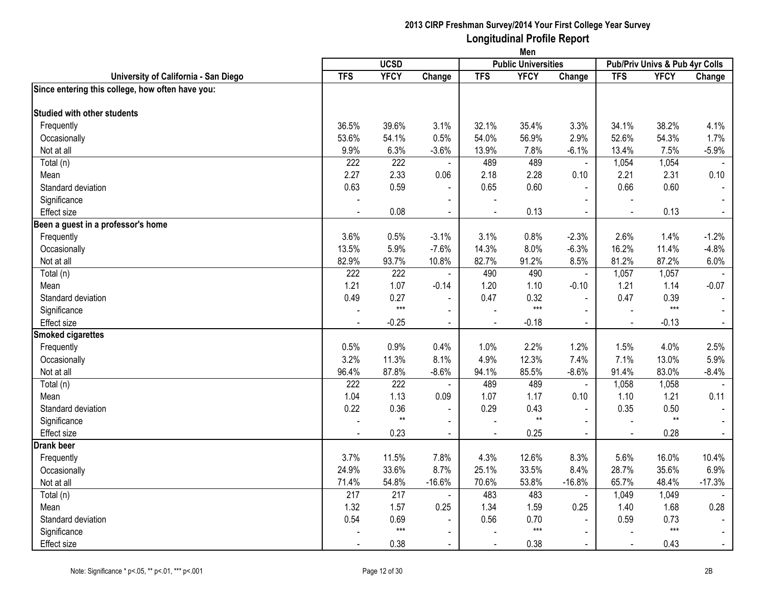## 2013 CIRP Freshman Survey/2014 Your First College Year Survey

### Longitudinal Profile Report

**Men**

| University of California - San Diego | UCSD | | | Public Universities | | | Pub/Priv Univs & Pub 4yr Colls | | |
|---|---|---|---|---|---|---|---|---|---|
| | TFS | YFCY | Change | TFS | YFCY | Change | TFS | YFCY | Change |
| **Since entering this college, how often have you:** | | | | | | | | | |
| **Studied with other students** | | | | | | | | | |
| Frequently | 36.5% | 39.6% | 3.1% | 32.1% | 35.4% | 3.3% | 34.1% | 38.2% | 4.1% |
| Occasionally | 53.6% | 54.1% | 0.5% | 54.0% | 56.9% | 2.9% | 52.6% | 54.3% | 1.7% |
| Not at all | 9.9% | 6.3% | -3.6% | 13.9% | 7.8% | -6.1% | 13.4% | 7.5% | -5.9% |
| Total (n) | 222 | 222 | - | 489 | 489 | - | 1,054 | 1,054 | - |
| Mean | 2.27 | 2.33 | 0.06 | 2.18 | 2.28 | 0.10 | 2.21 | 2.31 | 0.10 |
| Standard deviation | 0.63 | 0.59 | - | 0.65 | 0.60 | - | 0.66 | 0.60 | - |
| Significance | - | | - | - | | - | - | | - |
| Effect size | - | 0.08 | - | - | 0.13 | - | - | 0.13 | - |
| **Been a guest in a professor's home** | | | | | | | | | |
| Frequently | 3.6% | 0.5% | -3.1% | 3.1% | 0.8% | -2.3% | 2.6% | 1.4% | -1.2% |
| Occasionally | 13.5% | 5.9% | -7.6% | 14.3% | 8.0% | -6.3% | 16.2% | 11.4% | -4.8% |
| Not at all | 82.9% | 93.7% | 10.8% | 82.7% | 91.2% | 8.5% | 81.2% | 87.2% | 6.0% |
| Total (n) | 222 | 222 | - | 490 | 490 | - | 1,057 | 1,057 | - |
| Mean | 1.21 | 1.07 | -0.14 | 1.20 | 1.10 | -0.10 | 1.21 | 1.14 | -0.07 |
| Standard deviation | 0.49 | 0.27 | - | 0.47 | 0.32 | - | 0.47 | 0.39 | - |
| Significance | - | *** | - | - | *** | - | - | *** | - |
| Effect size | - | -0.25 | - | - | -0.18 | - | - | -0.13 | - |
| **Smoked cigarettes** | | | | | | | | | |
| Frequently | 0.5% | 0.9% | 0.4% | 1.0% | 2.2% | 1.2% | 1.5% | 4.0% | 2.5% |
| Occasionally | 3.2% | 11.3% | 8.1% | 4.9% | 12.3% | 7.4% | 7.1% | 13.0% | 5.9% |
| Not at all | 96.4% | 87.8% | -8.6% | 94.1% | 85.5% | -8.6% | 91.4% | 83.0% | -8.4% |
| Total (n) | 222 | 222 | - | 489 | 489 | - | 1,058 | 1,058 | - |
| Mean | 1.04 | 1.13 | 0.09 | 1.07 | 1.17 | 0.10 | 1.10 | 1.21 | 0.11 |
| Standard deviation | 0.22 | 0.36 | - | 0.29 | 0.43 | - | 0.35 | 0.50 | - |
| Significance | - | ** | - | - | ** | - | - | ** | - |
| Effect size | - | 0.23 | - | - | 0.25 | - | - | 0.28 | - |
| **Drank beer** | | | | | | | | | |
| Frequently | 3.7% | 11.5% | 7.8% | 4.3% | 12.6% | 8.3% | 5.6% | 16.0% | 10.4% |
| Occasionally | 24.9% | 33.6% | 8.7% | 25.1% | 33.5% | 8.4% | 28.7% | 35.6% | 6.9% |
| Not at all | 71.4% | 54.8% | -16.6% | 70.6% | 53.8% | -16.8% | 65.7% | 48.4% | -17.3% |
| Total (n) | 217 | 217 | - | 483 | 483 | - | 1,049 | 1,049 | - |
| Mean | 1.32 | 1.57 | 0.25 | 1.34 | 1.59 | 0.25 | 1.40 | 1.68 | 0.28 |
| Standard deviation | 0.54 | 0.69 | - | 0.56 | 0.70 | - | 0.59 | 0.73 | - |
| Significance | - | *** | - | - | *** | - | - | *** | - |
| Effect size | - | 0.38 | - | - | 0.38 | - | - | 0.43 | - |

Note: Significance * p<.05, ** p<.01, *** p<.001

2B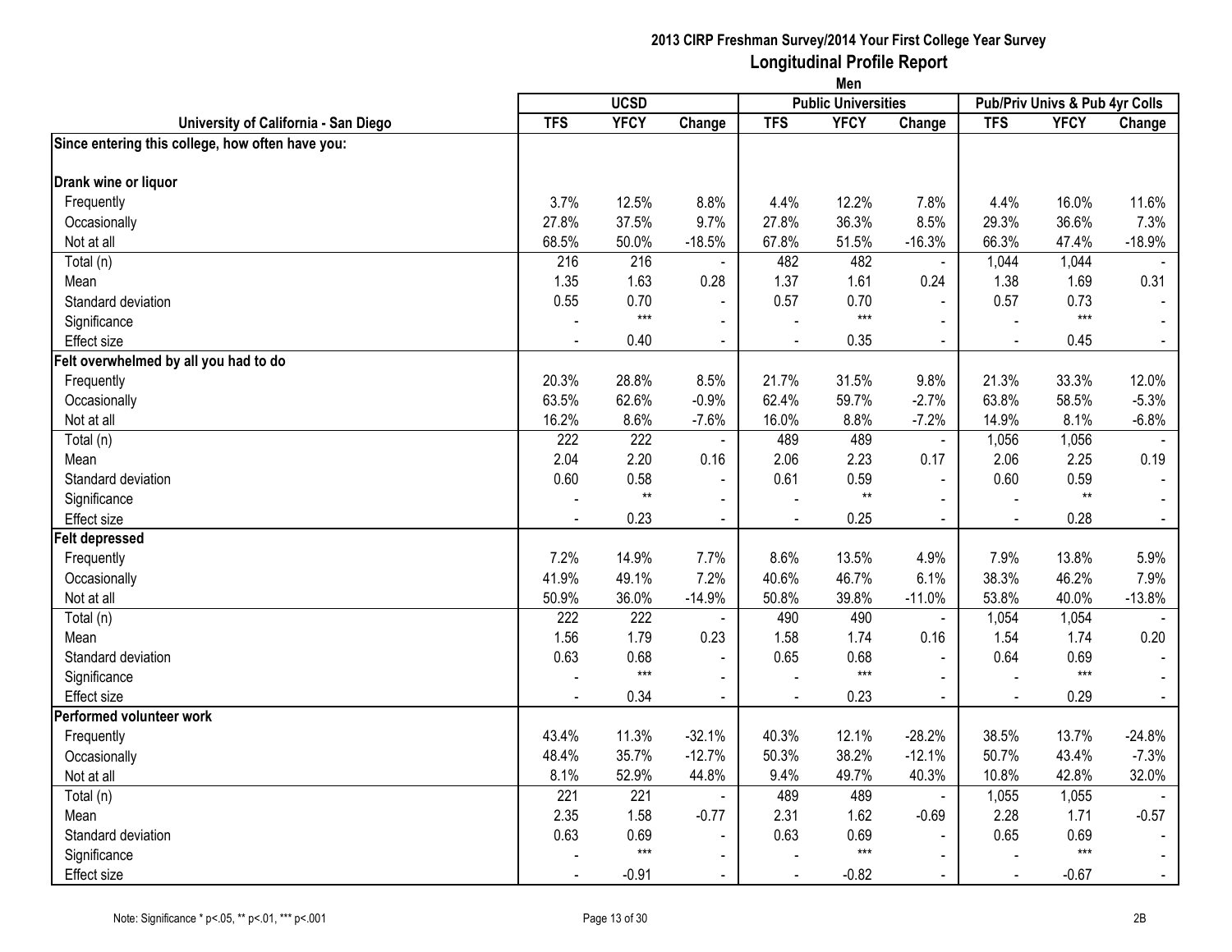## 2013 CIRP Freshman Survey/2014 Your First College Year Survey
## Longitudinal Profile Report
### Men

| University of California - San Diego | UCSD | | | Public Universities | | | Pub/Priv Univs & Pub 4yr Colls | | |
|---|---|---|---|---|---|---|---|---|---|
| | TFS | YFCY | Change | TFS | YFCY | Change | TFS | YFCY | Change |
| **Since entering this college, how often have you:** | | | | | | | | | |
| **Drank wine or liquor** | | | | | | | | | |
| Frequently | 3.7% | 12.5% | 8.8% | 4.4% | 12.2% | 7.8% | 4.4% | 16.0% | 11.6% |
| Occasionally | 27.8% | 37.5% | 9.7% | 27.8% | 36.3% | 8.5% | 29.3% | 36.6% | 7.3% |
| Not at all | 68.5% | 50.0% | -18.5% | 67.8% | 51.5% | -16.3% | 66.3% | 47.4% | -18.9% |
| Total (n) | 216 | 216 | - | 482 | 482 | - | 1,044 | 1,044 | - |
| Mean | 1.35 | 1.63 | 0.28 | 1.37 | 1.61 | 0.24 | 1.38 | 1.69 | 0.31 |
| Standard deviation | 0.55 | 0.70 | - | 0.57 | 0.70 | - | 0.57 | 0.73 | - |
| Significance | - | *** | - | - | *** | - | - | *** | - |
| Effect size | - | 0.40 | - | - | 0.35 | - | - | 0.45 | - |
| **Felt overwhelmed by all you had to do** | | | | | | | | | |
| Frequently | 20.3% | 28.8% | 8.5% | 21.7% | 31.5% | 9.8% | 21.3% | 33.3% | 12.0% |
| Occasionally | 63.5% | 62.6% | -0.9% | 62.4% | 59.7% | -2.7% | 63.8% | 58.5% | -5.3% |
| Not at all | 16.2% | 8.6% | -7.6% | 16.0% | 8.8% | -7.2% | 14.9% | 8.1% | -6.8% |
| Total (n) | 222 | 222 | - | 489 | 489 | - | 1,056 | 1,056 | - |
| Mean | 2.04 | 2.20 | 0.16 | 2.06 | 2.23 | 0.17 | 2.06 | 2.25 | 0.19 |
| Standard deviation | 0.60 | 0.58 | - | 0.61 | 0.59 | - | 0.60 | 0.59 | - |
| Significance | - | ** | - | - | ** | - | - | ** | - |
| Effect size | - | 0.23 | - | - | 0.25 | - | - | 0.28 | - |
| **Felt depressed** | | | | | | | | | |
| Frequently | 7.2% | 14.9% | 7.7% | 8.6% | 13.5% | 4.9% | 7.9% | 13.8% | 5.9% |
| Occasionally | 41.9% | 49.1% | 7.2% | 40.6% | 46.7% | 6.1% | 38.3% | 46.2% | 7.9% |
| Not at all | 50.9% | 36.0% | -14.9% | 50.8% | 39.8% | -11.0% | 53.8% | 40.0% | -13.8% |
| Total (n) | 222 | 222 | - | 490 | 490 | - | 1,054 | 1,054 | - |
| Mean | 1.56 | 1.79 | 0.23 | 1.58 | 1.74 | 0.16 | 1.54 | 1.74 | 0.20 |
| Standard deviation | 0.63 | 0.68 | - | 0.65 | 0.68 | - | 0.64 | 0.69 | - |
| Significance | - | *** | - | - | *** | - | - | *** | - |
| Effect size | - | 0.34 | - | - | 0.23 | - | - | 0.29 | - |
| **Performed volunteer work** | | | | | | | | | |
| Frequently | 43.4% | 11.3% | -32.1% | 40.3% | 12.1% | -28.2% | 38.5% | 13.7% | -24.8% |
| Occasionally | 48.4% | 35.7% | -12.7% | 50.3% | 38.2% | -12.1% | 50.7% | 43.4% | -7.3% |
| Not at all | 8.1% | 52.9% | 44.8% | 9.4% | 49.7% | 40.3% | 10.8% | 42.8% | 32.0% |
| Total (n) | 221 | 221 | - | 489 | 489 | - | 1,055 | 1,055 | - |
| Mean | 2.35 | 1.58 | -0.77 | 2.31 | 1.62 | -0.69 | 2.28 | 1.71 | -0.57 |
| Standard deviation | 0.63 | 0.69 | - | 0.63 | 0.69 | - | 0.65 | 0.69 | - |
| Significance | - | *** | - | - | *** | - | - | *** | - |
| Effect size | - | -0.91 | - | - | -0.82 | - | - | -0.67 | - |

Note: Significance * p<.05, ** p<.01, *** p<.001

2B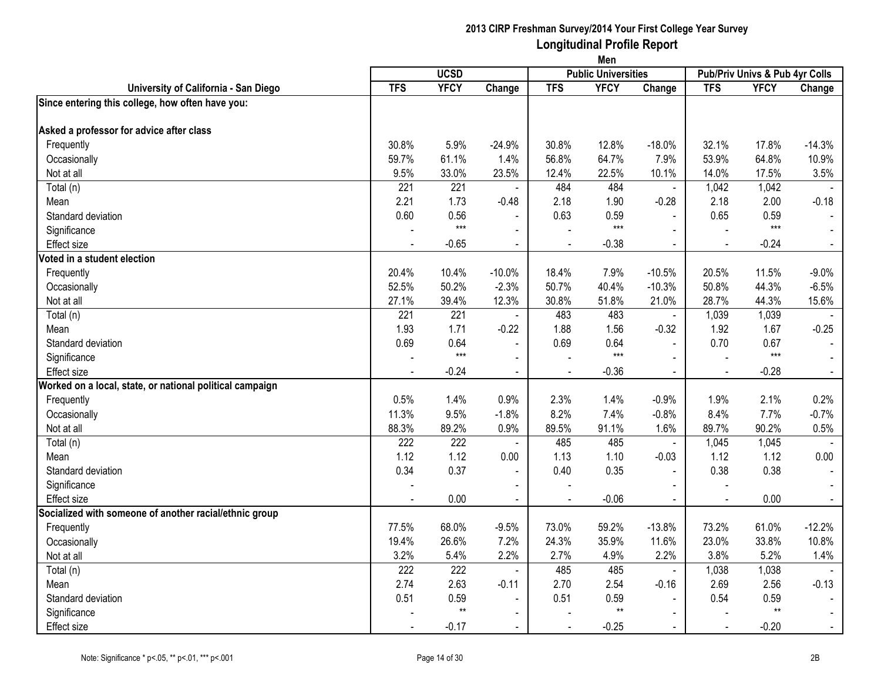**2013 CIRP Freshman Survey/2014 Your First College Year Survey**

## Longitudinal Profile Report

**Men**

| University of California - San Diego | UCSD | | | Public Universities | | | Pub/Priv Univs & Pub 4yr Colls | | |
|---|---|---|---|---|---|---|---|---|---|
| | TFS | YFCY | Change | TFS | YFCY | Change | TFS | YFCY | Change |
| **Since entering this college, how often have you:** | | | | | | | | | |
| **Asked a professor for advice after class** | | | | | | | | | |
| Frequently | 30.8% | 5.9% | -24.9% | 30.8% | 12.8% | -18.0% | 32.1% | 17.8% | -14.3% |
| Occasionally | 59.7% | 61.1% | 1.4% | 56.8% | 64.7% | 7.9% | 53.9% | 64.8% | 10.9% |
| Not at all | 9.5% | 33.0% | 23.5% | 12.4% | 22.5% | 10.1% | 14.0% | 17.5% | 3.5% |
| Total (n) | 221 | 221 | - | 484 | 484 | - | 1,042 | 1,042 | - |
| Mean | 2.21 | 1.73 | -0.48 | 2.18 | 1.90 | -0.28 | 2.18 | 2.00 | -0.18 |
| Standard deviation | 0.60 | 0.56 | - | 0.63 | 0.59 | - | 0.65 | 0.59 | - |
| Significance | - | *** | - | - | *** | - | - | *** | - |
| Effect size | - | -0.65 | - | - | -0.38 | - | - | -0.24 | - |
| **Voted in a student election** | | | | | | | | | |
| Frequently | 20.4% | 10.4% | -10.0% | 18.4% | 7.9% | -10.5% | 20.5% | 11.5% | -9.0% |
| Occasionally | 52.5% | 50.2% | -2.3% | 50.7% | 40.4% | -10.3% | 50.8% | 44.3% | -6.5% |
| Not at all | 27.1% | 39.4% | 12.3% | 30.8% | 51.8% | 21.0% | 28.7% | 44.3% | 15.6% |
| Total (n) | 221 | 221 | - | 483 | 483 | - | 1,039 | 1,039 | - |
| Mean | 1.93 | 1.71 | -0.22 | 1.88 | 1.56 | -0.32 | 1.92 | 1.67 | -0.25 |
| Standard deviation | 0.69 | 0.64 | - | 0.69 | 0.64 | - | 0.70 | 0.67 | - |
| Significance | - | *** | - | - | *** | - | - | *** | - |
| Effect size | - | -0.24 | - | - | -0.36 | - | - | -0.28 | - |
| **Worked on a local, state, or national political campaign** | | | | | | | | | |
| Frequently | 0.5% | 1.4% | 0.9% | 2.3% | 1.4% | -0.9% | 1.9% | 2.1% | 0.2% |
| Occasionally | 11.3% | 9.5% | -1.8% | 8.2% | 7.4% | -0.8% | 8.4% | 7.7% | -0.7% |
| Not at all | 88.3% | 89.2% | 0.9% | 89.5% | 91.1% | 1.6% | 89.7% | 90.2% | 0.5% |
| Total (n) | 222 | 222 | - | 485 | 485 | - | 1,045 | 1,045 | - |
| Mean | 1.12 | 1.12 | 0.00 | 1.13 | 1.10 | -0.03 | 1.12 | 1.12 | 0.00 |
| Standard deviation | 0.34 | 0.37 | - | 0.40 | 0.35 | - | 0.38 | 0.38 | - |
| Significance | - | | - | - | | - | - | | - |
| Effect size | - | 0.00 | - | - | -0.06 | - | - | 0.00 | - |
| **Socialized with someone of another racial/ethnic group** | | | | | | | | | |
| Frequently | 77.5% | 68.0% | -9.5% | 73.0% | 59.2% | -13.8% | 73.2% | 61.0% | -12.2% |
| Occasionally | 19.4% | 26.6% | 7.2% | 24.3% | 35.9% | 11.6% | 23.0% | 33.8% | 10.8% |
| Not at all | 3.2% | 5.4% | 2.2% | 2.7% | 4.9% | 2.2% | 3.8% | 5.2% | 1.4% |
| Total (n) | 222 | 222 | - | 485 | 485 | - | 1,038 | 1,038 | - |
| Mean | 2.74 | 2.63 | -0.11 | 2.70 | 2.54 | -0.16 | 2.69 | 2.56 | -0.13 |
| Standard deviation | 0.51 | 0.59 | - | 0.51 | 0.59 | - | 0.54 | 0.59 | - |
| Significance | - | ** | - | - | ** | - | - | ** | - |
| Effect size | - | -0.17 | - | - | -0.25 | - | - | -0.20 | - |

Note: Significance * p<.05, ** p<.01, *** p<.001

2B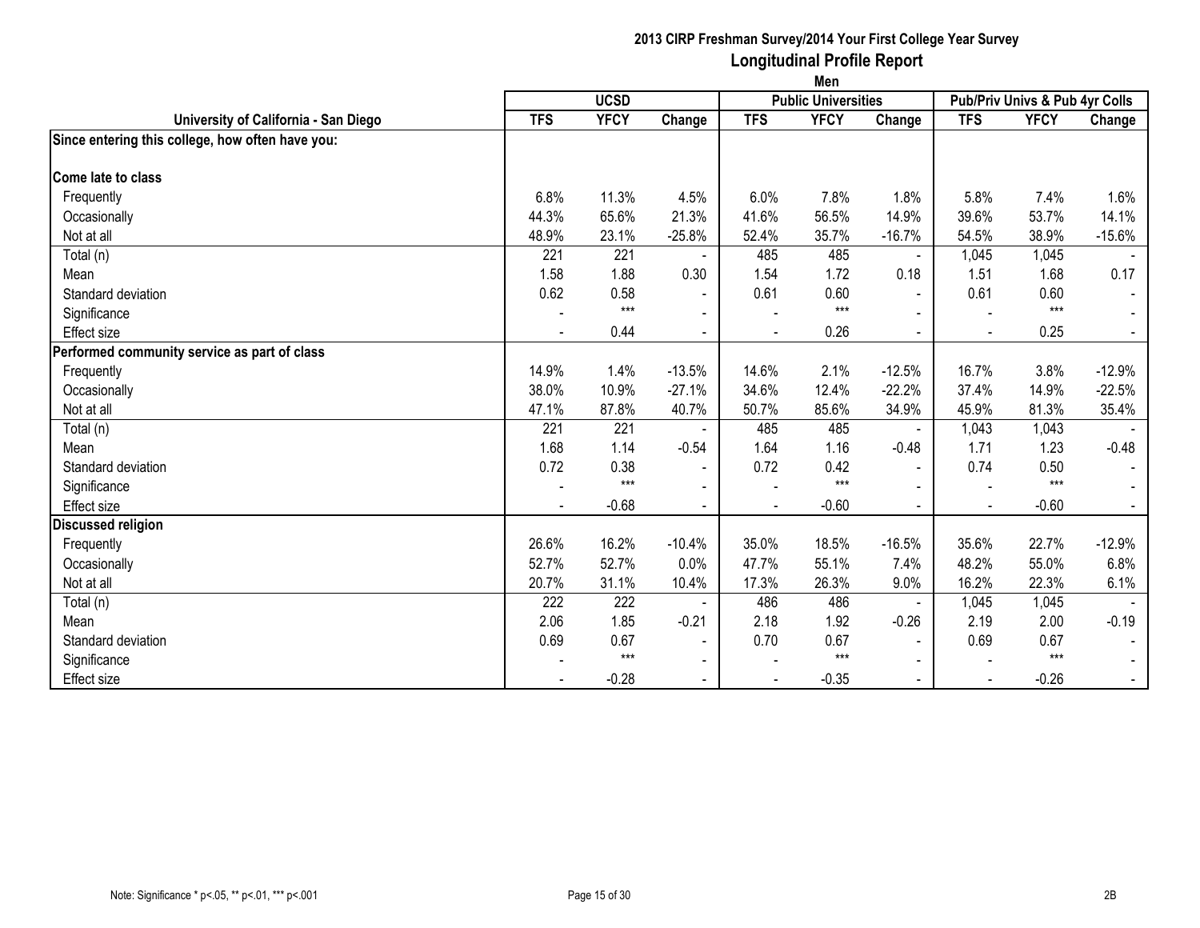# 2013 CIRP Freshman Survey/2014 Your First College Year Survey
## Longitudinal Profile Report
### Men

| University of California - San Diego | UCSD | | | Public Universities | | | Pub/Priv Univs & Pub 4yr Colls | | |
|---|---|---|---|---|---|---|---|---|---|
| | TFS | YFCY | Change | TFS | YFCY | Change | TFS | YFCY | Change |
| **Since entering this college, how often have you:** | | | | | | | | | |
| **Come late to class** | | | | | | | | | |
| Frequently | 6.8% | 11.3% | 4.5% | 6.0% | 7.8% | 1.8% | 5.8% | 7.4% | 1.6% |
| Occasionally | 44.3% | 65.6% | 21.3% | 41.6% | 56.5% | 14.9% | 39.6% | 53.7% | 14.1% |
| Not at all | 48.9% | 23.1% | -25.8% | 52.4% | 35.7% | -16.7% | 54.5% | 38.9% | -15.6% |
| Total (n) | 221 | 221 | - | 485 | 485 | - | 1,045 | 1,045 | - |
| Mean | 1.58 | 1.88 | 0.30 | 1.54 | 1.72 | 0.18 | 1.51 | 1.68 | 0.17 |
| Standard deviation | 0.62 | 0.58 | - | 0.61 | 0.60 | - | 0.61 | 0.60 | - |
| Significance | - | *** | - | - | *** | - | - | *** | - |
| Effect size | - | 0.44 | - | - | 0.26 | - | - | 0.25 | - |
| **Performed community service as part of class** | | | | | | | | | |
| Frequently | 14.9% | 1.4% | -13.5% | 14.6% | 2.1% | -12.5% | 16.7% | 3.8% | -12.9% |
| Occasionally | 38.0% | 10.9% | -27.1% | 34.6% | 12.4% | -22.2% | 37.4% | 14.9% | -22.5% |
| Not at all | 47.1% | 87.8% | 40.7% | 50.7% | 85.6% | 34.9% | 45.9% | 81.3% | 35.4% |
| Total (n) | 221 | 221 | - | 485 | 485 | - | 1,043 | 1,043 | - |
| Mean | 1.68 | 1.14 | -0.54 | 1.64 | 1.16 | -0.48 | 1.71 | 1.23 | -0.48 |
| Standard deviation | 0.72 | 0.38 | - | 0.72 | 0.42 | - | 0.74 | 0.50 | - |
| Significance | - | *** | - | - | *** | - | - | *** | - |
| Effect size | - | -0.68 | - | - | -0.60 | - | - | -0.60 | - |
| **Discussed religion** | | | | | | | | | |
| Frequently | 26.6% | 16.2% | -10.4% | 35.0% | 18.5% | -16.5% | 35.6% | 22.7% | -12.9% |
| Occasionally | 52.7% | 52.7% | 0.0% | 47.7% | 55.1% | 7.4% | 48.2% | 55.0% | 6.8% |
| Not at all | 20.7% | 31.1% | 10.4% | 17.3% | 26.3% | 9.0% | 16.2% | 22.3% | 6.1% |
| Total (n) | 222 | 222 | - | 486 | 486 | - | 1,045 | 1,045 | - |
| Mean | 2.06 | 1.85 | -0.21 | 2.18 | 1.92 | -0.26 | 2.19 | 2.00 | -0.19 |
| Standard deviation | 0.69 | 0.67 | - | 0.70 | 0.67 | - | 0.69 | 0.67 | - |
| Significance | - | *** | - | - | *** | - | - | *** | - |
| Effect size | - | -0.28 | - | - | -0.35 | - | - | -0.26 | - |

Note: Significance * p<.05, ** p<.01, *** p<.001

2B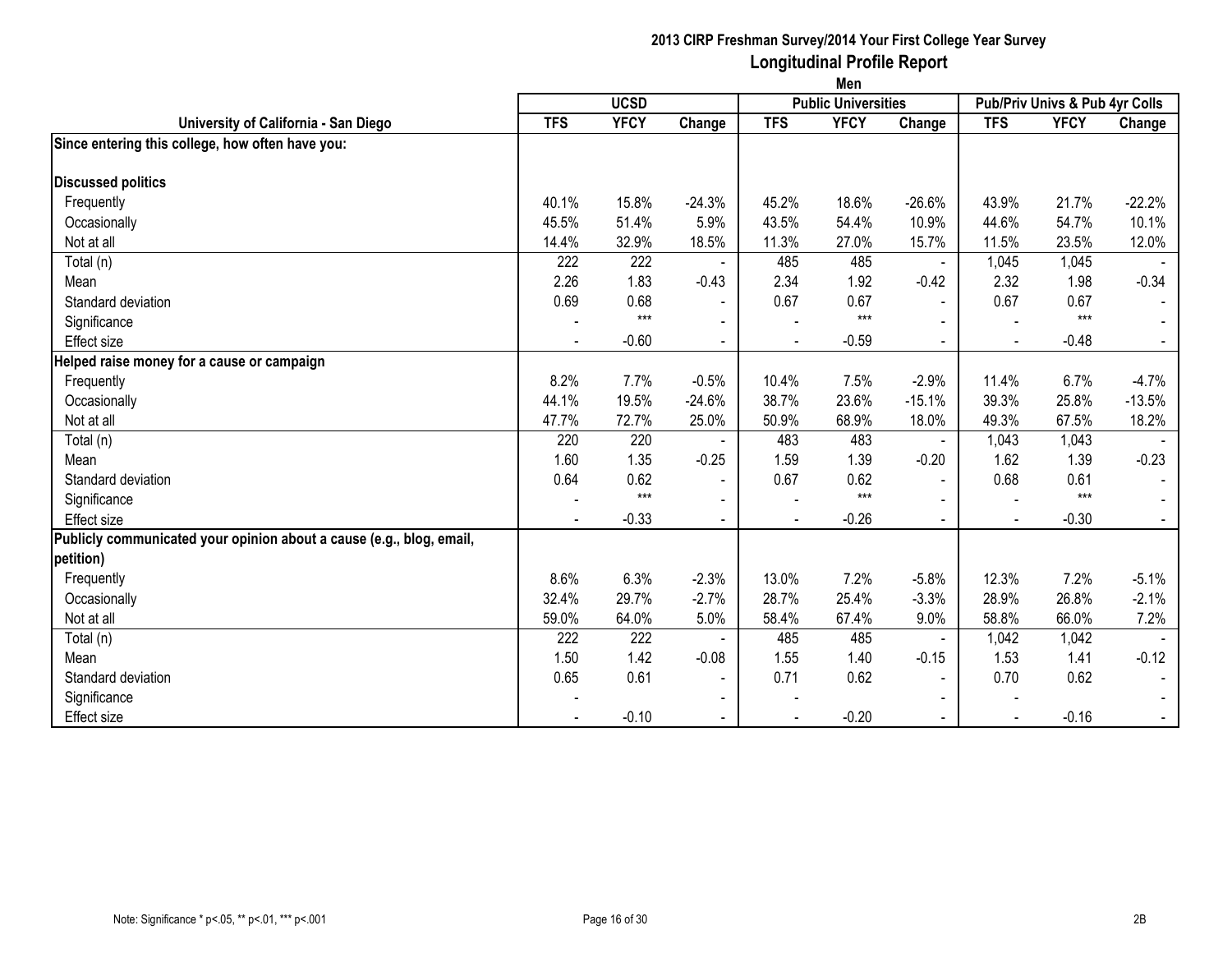# 2013 CIRP Freshman Survey/2014 Your First College Year Survey

## Longitudinal Profile Report

### Men

| University of California - San Diego | UCSD | | | Public Universities | | | Pub/Priv Univs & Pub 4yr Colls | | |
|---|---|---|---|---|---|---|---|---|---|
| | TFS | YFCY | Change | TFS | YFCY | Change | TFS | YFCY | Change |
| **Since entering this college, how often have you:** | | | | | | | | | |
| **Discussed politics** | | | | | | | | | |
| Frequently | 40.1% | 15.8% | -24.3% | 45.2% | 18.6% | -26.6% | 43.9% | 21.7% | -22.2% |
| Occasionally | 45.5% | 51.4% | 5.9% | 43.5% | 54.4% | 10.9% | 44.6% | 54.7% | 10.1% |
| Not at all | 14.4% | 32.9% | 18.5% | 11.3% | 27.0% | 15.7% | 11.5% | 23.5% | 12.0% |
| Total (n) | 222 | 222 | - | 485 | 485 | - | 1,045 | 1,045 | - |
| Mean | 2.26 | 1.83 | -0.43 | 2.34 | 1.92 | -0.42 | 2.32 | 1.98 | -0.34 |
| Standard deviation | 0.69 | 0.68 | - | 0.67 | 0.67 | - | 0.67 | 0.67 | - |
| Significance | - | *** | - | - | *** | - | - | *** | - |
| Effect size | - | -0.60 | - | - | -0.59 | - | - | -0.48 | - |
| **Helped raise money for a cause or campaign** | | | | | | | | | |
| Frequently | 8.2% | 7.7% | -0.5% | 10.4% | 7.5% | -2.9% | 11.4% | 6.7% | -4.7% |
| Occasionally | 44.1% | 19.5% | -24.6% | 38.7% | 23.6% | -15.1% | 39.3% | 25.8% | -13.5% |
| Not at all | 47.7% | 72.7% | 25.0% | 50.9% | 68.9% | 18.0% | 49.3% | 67.5% | 18.2% |
| Total (n) | 220 | 220 | - | 483 | 483 | - | 1,043 | 1,043 | - |
| Mean | 1.60 | 1.35 | -0.25 | 1.59 | 1.39 | -0.20 | 1.62 | 1.39 | -0.23 |
| Standard deviation | 0.64 | 0.62 | - | 0.67 | 0.62 | - | 0.68 | 0.61 | - |
| Significance | - | *** | - | - | *** | - | - | *** | - |
| Effect size | - | -0.33 | - | - | -0.26 | - | - | -0.30 | - |
| **Publicly communicated your opinion about a cause (e.g., blog, email, petition)** | | | | | | | | | |
| Frequently | 8.6% | 6.3% | -2.3% | 13.0% | 7.2% | -5.8% | 12.3% | 7.2% | -5.1% |
| Occasionally | 32.4% | 29.7% | -2.7% | 28.7% | 25.4% | -3.3% | 28.9% | 26.8% | -2.1% |
| Not at all | 59.0% | 64.0% | 5.0% | 58.4% | 67.4% | 9.0% | 58.8% | 66.0% | 7.2% |
| Total (n) | 222 | 222 | - | 485 | 485 | - | 1,042 | 1,042 | - |
| Mean | 1.50 | 1.42 | -0.08 | 1.55 | 1.40 | -0.15 | 1.53 | 1.41 | -0.12 |
| Standard deviation | 0.65 | 0.61 | - | 0.71 | 0.62 | - | 0.70 | 0.62 | - |
| Significance | - | | - | - | | - | - | | - |
| Effect size | - | -0.10 | - | - | -0.20 | - | - | -0.16 | - |

Note: Significance * p<.05, ** p<.01, *** p<.001

2B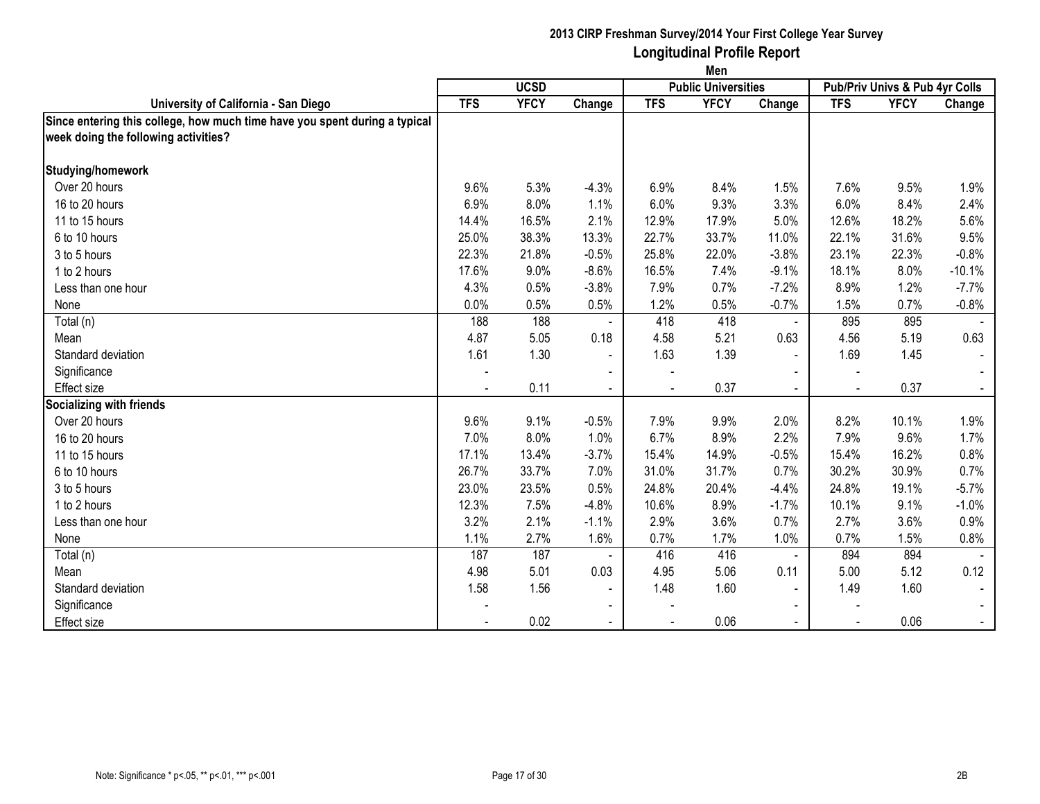## 2013 CIRP Freshman Survey/2014 Your First College Year Survey
## Longitudinal Profile Report
### Men

| University of California - San Diego | UCSD | | | Public Universities | | | Pub/Priv Univs & Pub 4yr Colls | | |
|---|---|---|---|---|---|---|---|---|---|
| | TFS | YFCY | Change | TFS | YFCY | Change | TFS | YFCY | Change |
| **Since entering this college, how much time have you spent during a typical week doing the following activities?** | | | | | | | | | |
| **Studying/homework** | | | | | | | | | |
| Over 20 hours | 9.6% | 5.3% | -4.3% | 6.9% | 8.4% | 1.5% | 7.6% | 9.5% | 1.9% |
| 16 to 20 hours | 6.9% | 8.0% | 1.1% | 6.0% | 9.3% | 3.3% | 6.0% | 8.4% | 2.4% |
| 11 to 15 hours | 14.4% | 16.5% | 2.1% | 12.9% | 17.9% | 5.0% | 12.6% | 18.2% | 5.6% |
| 6 to 10 hours | 25.0% | 38.3% | 13.3% | 22.7% | 33.7% | 11.0% | 22.1% | 31.6% | 9.5% |
| 3 to 5 hours | 22.3% | 21.8% | -0.5% | 25.8% | 22.0% | -3.8% | 23.1% | 22.3% | -0.8% |
| 1 to 2 hours | 17.6% | 9.0% | -8.6% | 16.5% | 7.4% | -9.1% | 18.1% | 8.0% | -10.1% |
| Less than one hour | 4.3% | 0.5% | -3.8% | 7.9% | 0.7% | -7.2% | 8.9% | 1.2% | -7.7% |
| None | 0.0% | 0.5% | 0.5% | 1.2% | 0.5% | -0.7% | 1.5% | 0.7% | -0.8% |
| Total (n) | 188 | 188 | - | 418 | 418 | - | 895 | 895 | - |
| Mean | 4.87 | 5.05 | 0.18 | 4.58 | 5.21 | 0.63 | 4.56 | 5.19 | 0.63 |
| Standard deviation | 1.61 | 1.30 | - | 1.63 | 1.39 | - | 1.69 | 1.45 | - |
| Significance | - | | - | - | | - | - | | - |
| Effect size | - | 0.11 | - | - | 0.37 | - | - | 0.37 | - |
| **Socializing with friends** | | | | | | | | | |
| Over 20 hours | 9.6% | 9.1% | -0.5% | 7.9% | 9.9% | 2.0% | 8.2% | 10.1% | 1.9% |
| 16 to 20 hours | 7.0% | 8.0% | 1.0% | 6.7% | 8.9% | 2.2% | 7.9% | 9.6% | 1.7% |
| 11 to 15 hours | 17.1% | 13.4% | -3.7% | 15.4% | 14.9% | -0.5% | 15.4% | 16.2% | 0.8% |
| 6 to 10 hours | 26.7% | 33.7% | 7.0% | 31.0% | 31.7% | 0.7% | 30.2% | 30.9% | 0.7% |
| 3 to 5 hours | 23.0% | 23.5% | 0.5% | 24.8% | 20.4% | -4.4% | 24.8% | 19.1% | -5.7% |
| 1 to 2 hours | 12.3% | 7.5% | -4.8% | 10.6% | 8.9% | -1.7% | 10.1% | 9.1% | -1.0% |
| Less than one hour | 3.2% | 2.1% | -1.1% | 2.9% | 3.6% | 0.7% | 2.7% | 3.6% | 0.9% |
| None | 1.1% | 2.7% | 1.6% | 0.7% | 1.7% | 1.0% | 0.7% | 1.5% | 0.8% |
| Total (n) | 187 | 187 | - | 416 | 416 | - | 894 | 894 | - |
| Mean | 4.98 | 5.01 | 0.03 | 4.95 | 5.06 | 0.11 | 5.00 | 5.12 | 0.12 |
| Standard deviation | 1.58 | 1.56 | - | 1.48 | 1.60 | - | 1.49 | 1.60 | - |
| Significance | - | | - | - | | - | - | | - |
| Effect size | - | 0.02 | - | - | 0.06 | - | - | 0.06 | - |

Note: Significance * p<.05, ** p<.01, *** p<.001

2B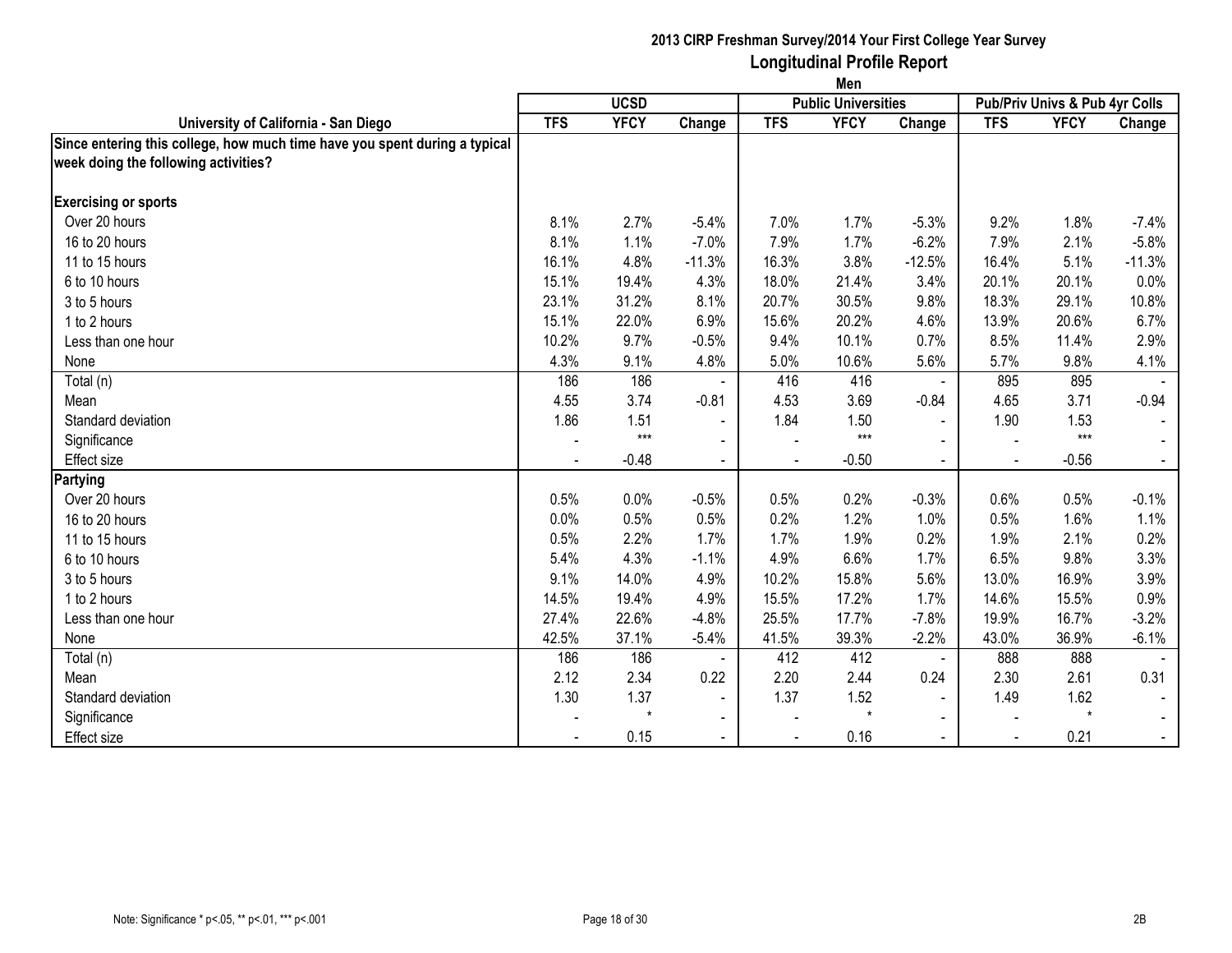# 2013 CIRP Freshman Survey/2014 Your First College Year Survey
## Longitudinal Profile Report
### Men

| University of California - San Diego | UCSD | | | Public Universities | | | Pub/Priv Univs & Pub 4yr Colls | | |
|---|---|---|---|---|---|---|---|---|---|
| | TFS | YFCY | Change | TFS | YFCY | Change | TFS | YFCY | Change |
| **Since entering this college, how much time have you spent during a typical week doing the following activities?** | | | | | | | | | |
| **Exercising or sports** | | | | | | | | | |
| Over 20 hours | 8.1% | 2.7% | -5.4% | 7.0% | 1.7% | -5.3% | 9.2% | 1.8% | -7.4% |
| 16 to 20 hours | 8.1% | 1.1% | -7.0% | 7.9% | 1.7% | -6.2% | 7.9% | 2.1% | -5.8% |
| 11 to 15 hours | 16.1% | 4.8% | -11.3% | 16.3% | 3.8% | -12.5% | 16.4% | 5.1% | -11.3% |
| 6 to 10 hours | 15.1% | 19.4% | 4.3% | 18.0% | 21.4% | 3.4% | 20.1% | 20.1% | 0.0% |
| 3 to 5 hours | 23.1% | 31.2% | 8.1% | 20.7% | 30.5% | 9.8% | 18.3% | 29.1% | 10.8% |
| 1 to 2 hours | 15.1% | 22.0% | 6.9% | 15.6% | 20.2% | 4.6% | 13.9% | 20.6% | 6.7% |
| Less than one hour | 10.2% | 9.7% | -0.5% | 9.4% | 10.1% | 0.7% | 8.5% | 11.4% | 2.9% |
| None | 4.3% | 9.1% | 4.8% | 5.0% | 10.6% | 5.6% | 5.7% | 9.8% | 4.1% |
| Total (n) | 186 | 186 | - | 416 | 416 | - | 895 | 895 | - |
| Mean | 4.55 | 3.74 | -0.81 | 4.53 | 3.69 | -0.84 | 4.65 | 3.71 | -0.94 |
| Standard deviation | 1.86 | 1.51 | - | 1.84 | 1.50 | - | 1.90 | 1.53 | - |
| Significance | - | *** | - | - | *** | - | - | *** | - |
| Effect size | - | -0.48 | - | - | -0.50 | - | - | -0.56 | - |
| **Partying** | | | | | | | | | |
| Over 20 hours | 0.5% | 0.0% | -0.5% | 0.5% | 0.2% | -0.3% | 0.6% | 0.5% | -0.1% |
| 16 to 20 hours | 0.0% | 0.5% | 0.5% | 0.2% | 1.2% | 1.0% | 0.5% | 1.6% | 1.1% |
| 11 to 15 hours | 0.5% | 2.2% | 1.7% | 1.7% | 1.9% | 0.2% | 1.9% | 2.1% | 0.2% |
| 6 to 10 hours | 5.4% | 4.3% | -1.1% | 4.9% | 6.6% | 1.7% | 6.5% | 9.8% | 3.3% |
| 3 to 5 hours | 9.1% | 14.0% | 4.9% | 10.2% | 15.8% | 5.6% | 13.0% | 16.9% | 3.9% |
| 1 to 2 hours | 14.5% | 19.4% | 4.9% | 15.5% | 17.2% | 1.7% | 14.6% | 15.5% | 0.9% |
| Less than one hour | 27.4% | 22.6% | -4.8% | 25.5% | 17.7% | -7.8% | 19.9% | 16.7% | -3.2% |
| None | 42.5% | 37.1% | -5.4% | 41.5% | 39.3% | -2.2% | 43.0% | 36.9% | -6.1% |
| Total (n) | 186 | 186 | - | 412 | 412 | - | 888 | 888 | - |
| Mean | 2.12 | 2.34 | 0.22 | 2.20 | 2.44 | 0.24 | 2.30 | 2.61 | 0.31 |
| Standard deviation | 1.30 | 1.37 | - | 1.37 | 1.52 | - | 1.49 | 1.62 | - |
| Significance | - | * | - | - | * | - | - | * | - |
| Effect size | - | 0.15 | - | - | 0.16 | - | - | 0.21 | - |

Note: Significance * p<.05, ** p<.01, *** p<.001

2B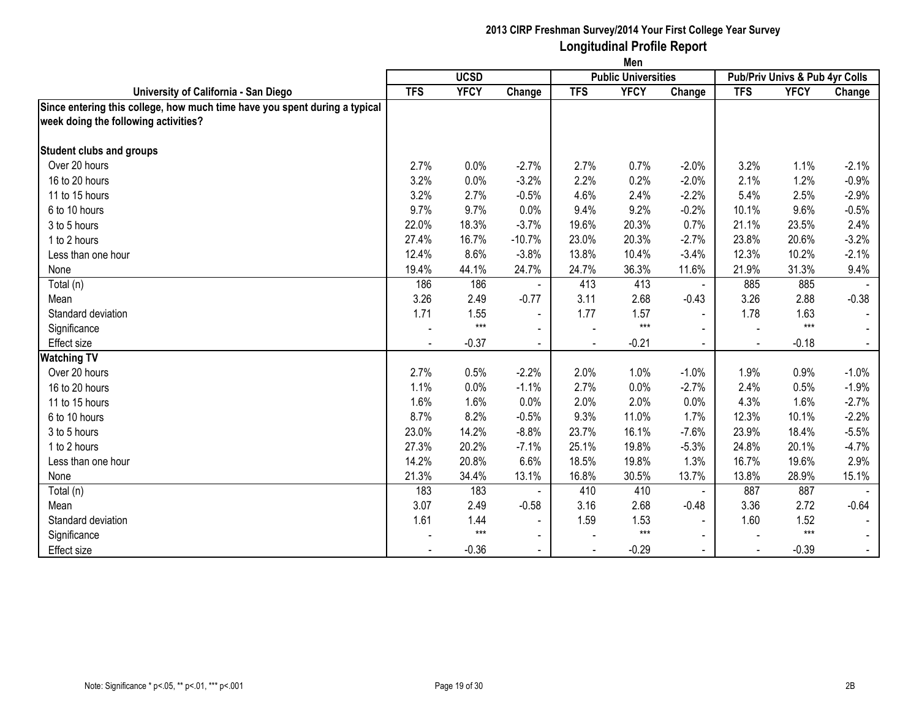# 2013 CIRP Freshman Survey/2014 Your First College Year Survey

## Longitudinal Profile Report

### Men

| University of California - San Diego | UCSD | | | Public Universities | | | Pub/Priv Univs & Pub 4yr Colls | | |
|---|---|---|---|---|---|---|---|---|---|
| | TFS | YFCY | Change | TFS | YFCY | Change | TFS | YFCY | Change |
| **Since entering this college, how much time have you spent during a typical week doing the following activities?** | | | | | | | | | |
| **Student clubs and groups** | | | | | | | | | |
| Over 20 hours | 2.7% | 0.0% | -2.7% | 2.7% | 0.7% | -2.0% | 3.2% | 1.1% | -2.1% |
| 16 to 20 hours | 3.2% | 0.0% | -3.2% | 2.2% | 0.2% | -2.0% | 2.1% | 1.2% | -0.9% |
| 11 to 15 hours | 3.2% | 2.7% | -0.5% | 4.6% | 2.4% | -2.2% | 5.4% | 2.5% | -2.9% |
| 6 to 10 hours | 9.7% | 9.7% | 0.0% | 9.4% | 9.2% | -0.2% | 10.1% | 9.6% | -0.5% |
| 3 to 5 hours | 22.0% | 18.3% | -3.7% | 19.6% | 20.3% | 0.7% | 21.1% | 23.5% | 2.4% |
| 1 to 2 hours | 27.4% | 16.7% | -10.7% | 23.0% | 20.3% | -2.7% | 23.8% | 20.6% | -3.2% |
| Less than one hour | 12.4% | 8.6% | -3.8% | 13.8% | 10.4% | -3.4% | 12.3% | 10.2% | -2.1% |
| None | 19.4% | 44.1% | 24.7% | 24.7% | 36.3% | 11.6% | 21.9% | 31.3% | 9.4% |
| Total (n) | 186 | 186 | - | 413 | 413 | - | 885 | 885 | - |
| Mean | 3.26 | 2.49 | -0.77 | 3.11 | 2.68 | -0.43 | 3.26 | 2.88 | -0.38 |
| Standard deviation | 1.71 | 1.55 | - | 1.77 | 1.57 | - | 1.78 | 1.63 | - |
| Significance | - | *** | - | - | *** | - | - | *** | - |
| Effect size | - | -0.37 | - | - | -0.21 | - | - | -0.18 | - |
| **Watching TV** | | | | | | | | | |
| Over 20 hours | 2.7% | 0.5% | -2.2% | 2.0% | 1.0% | -1.0% | 1.9% | 0.9% | -1.0% |
| 16 to 20 hours | 1.1% | 0.0% | -1.1% | 2.7% | 0.0% | -2.7% | 2.4% | 0.5% | -1.9% |
| 11 to 15 hours | 1.6% | 1.6% | 0.0% | 2.0% | 2.0% | 0.0% | 4.3% | 1.6% | -2.7% |
| 6 to 10 hours | 8.7% | 8.2% | -0.5% | 9.3% | 11.0% | 1.7% | 12.3% | 10.1% | -2.2% |
| 3 to 5 hours | 23.0% | 14.2% | -8.8% | 23.7% | 16.1% | -7.6% | 23.9% | 18.4% | -5.5% |
| 1 to 2 hours | 27.3% | 20.2% | -7.1% | 25.1% | 19.8% | -5.3% | 24.8% | 20.1% | -4.7% |
| Less than one hour | 14.2% | 20.8% | 6.6% | 18.5% | 19.8% | 1.3% | 16.7% | 19.6% | 2.9% |
| None | 21.3% | 34.4% | 13.1% | 16.8% | 30.5% | 13.7% | 13.8% | 28.9% | 15.1% |
| Total (n) | 183 | 183 | - | 410 | 410 | - | 887 | 887 | - |
| Mean | 3.07 | 2.49 | -0.58 | 3.16 | 2.68 | -0.48 | 3.36 | 2.72 | -0.64 |
| Standard deviation | 1.61 | 1.44 | - | 1.59 | 1.53 | - | 1.60 | 1.52 | - |
| Significance | - | *** | - | - | *** | - | - | *** | - |
| Effect size | - | -0.36 | - | - | -0.29 | - | - | -0.39 | - |

Note: Significance * p<.05, ** p<.01, *** p<.001

2B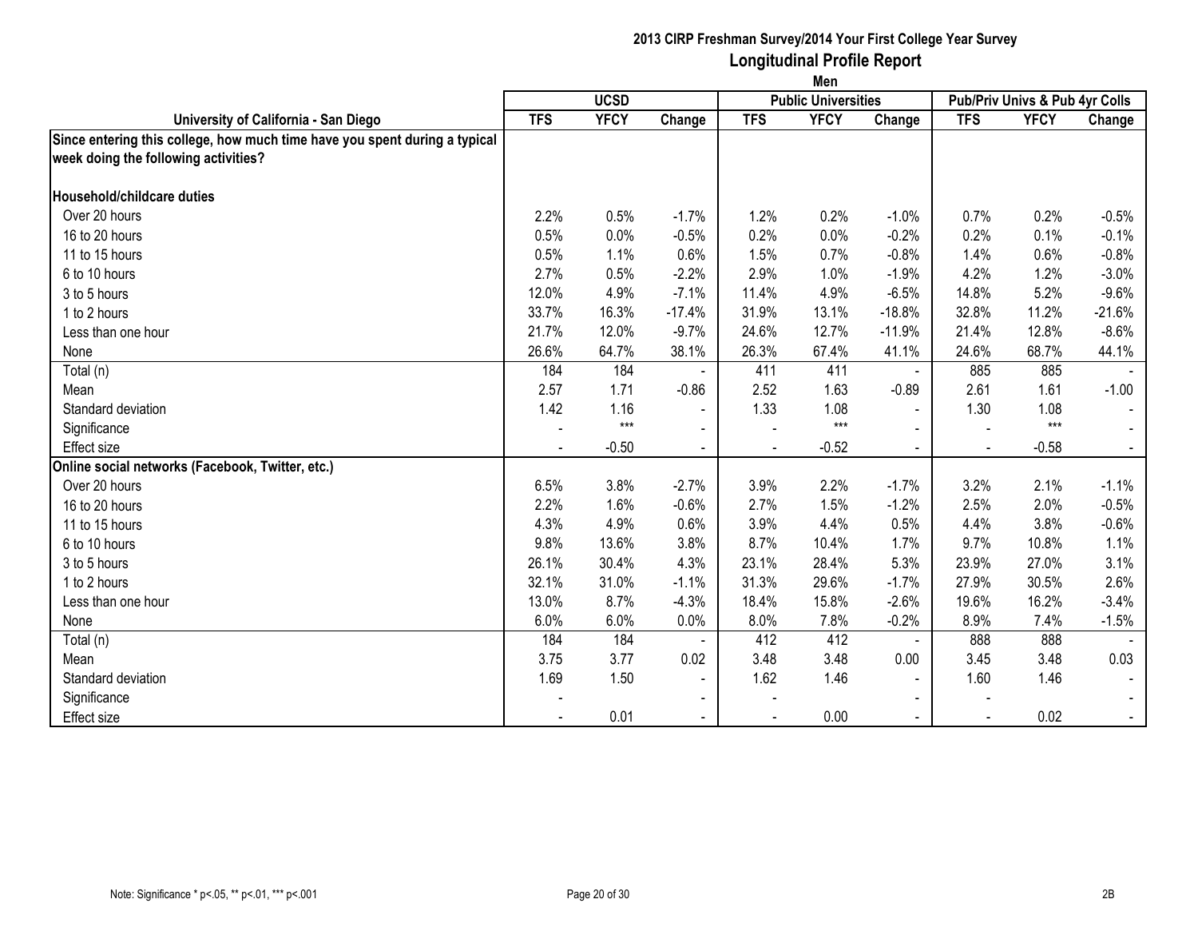# 2013 CIRP Freshman Survey/2014 Your First College Year Survey

## Longitudinal Profile Report

### Men

| University of California - San Diego | UCSD | | | Public Universities | | | Pub/Priv Univs & Pub 4yr Colls | | |
|---|---|---|---|---|---|---|---|---|---|
| | TFS | YFCY | Change | TFS | YFCY | Change | TFS | YFCY | Change |
| **Since entering this college, how much time have you spent during a typical week doing the following activities?** | | | | | | | | | |
| **Household/childcare duties** | | | | | | | | | |
| Over 20 hours | 2.2% | 0.5% | -1.7% | 1.2% | 0.2% | -1.0% | 0.7% | 0.2% | -0.5% |
| 16 to 20 hours | 0.5% | 0.0% | -0.5% | 0.2% | 0.0% | -0.2% | 0.2% | 0.1% | -0.1% |
| 11 to 15 hours | 0.5% | 1.1% | 0.6% | 1.5% | 0.7% | -0.8% | 1.4% | 0.6% | -0.8% |
| 6 to 10 hours | 2.7% | 0.5% | -2.2% | 2.9% | 1.0% | -1.9% | 4.2% | 1.2% | -3.0% |
| 3 to 5 hours | 12.0% | 4.9% | -7.1% | 11.4% | 4.9% | -6.5% | 14.8% | 5.2% | -9.6% |
| 1 to 2 hours | 33.7% | 16.3% | -17.4% | 31.9% | 13.1% | -18.8% | 32.8% | 11.2% | -21.6% |
| Less than one hour | 21.7% | 12.0% | -9.7% | 24.6% | 12.7% | -11.9% | 21.4% | 12.8% | -8.6% |
| None | 26.6% | 64.7% | 38.1% | 26.3% | 67.4% | 41.1% | 24.6% | 68.7% | 44.1% |
| Total (n) | 184 | 184 | - | 411 | 411 | - | 885 | 885 | - |
| Mean | 2.57 | 1.71 | -0.86 | 2.52 | 1.63 | -0.89 | 2.61 | 1.61 | -1.00 |
| Standard deviation | 1.42 | 1.16 | - | 1.33 | 1.08 | - | 1.30 | 1.08 | - |
| Significance | - | *** | - | - | *** | - | - | *** | - |
| Effect size | - | -0.50 | - | - | -0.52 | - | - | -0.58 | - |
| **Online social networks (Facebook, Twitter, etc.)** | | | | | | | | | |
| Over 20 hours | 6.5% | 3.8% | -2.7% | 3.9% | 2.2% | -1.7% | 3.2% | 2.1% | -1.1% |
| 16 to 20 hours | 2.2% | 1.6% | -0.6% | 2.7% | 1.5% | -1.2% | 2.5% | 2.0% | -0.5% |
| 11 to 15 hours | 4.3% | 4.9% | 0.6% | 3.9% | 4.4% | 0.5% | 4.4% | 3.8% | -0.6% |
| 6 to 10 hours | 9.8% | 13.6% | 3.8% | 8.7% | 10.4% | 1.7% | 9.7% | 10.8% | 1.1% |
| 3 to 5 hours | 26.1% | 30.4% | 4.3% | 23.1% | 28.4% | 5.3% | 23.9% | 27.0% | 3.1% |
| 1 to 2 hours | 32.1% | 31.0% | -1.1% | 31.3% | 29.6% | -1.7% | 27.9% | 30.5% | 2.6% |
| Less than one hour | 13.0% | 8.7% | -4.3% | 18.4% | 15.8% | -2.6% | 19.6% | 16.2% | -3.4% |
| None | 6.0% | 6.0% | 0.0% | 8.0% | 7.8% | -0.2% | 8.9% | 7.4% | -1.5% |
| Total (n) | 184 | 184 | - | 412 | 412 | - | 888 | 888 | - |
| Mean | 3.75 | 3.77 | 0.02 | 3.48 | 3.48 | 0.00 | 3.45 | 3.48 | 0.03 |
| Standard deviation | 1.69 | 1.50 | - | 1.62 | 1.46 | - | 1.60 | 1.46 | - |
| Significance | - | | - | - | | - | - | | - |
| Effect size | - | 0.01 | - | - | 0.00 | - | - | 0.02 | - |

Note: Significance * p<.05, ** p<.01, *** p<.001

2B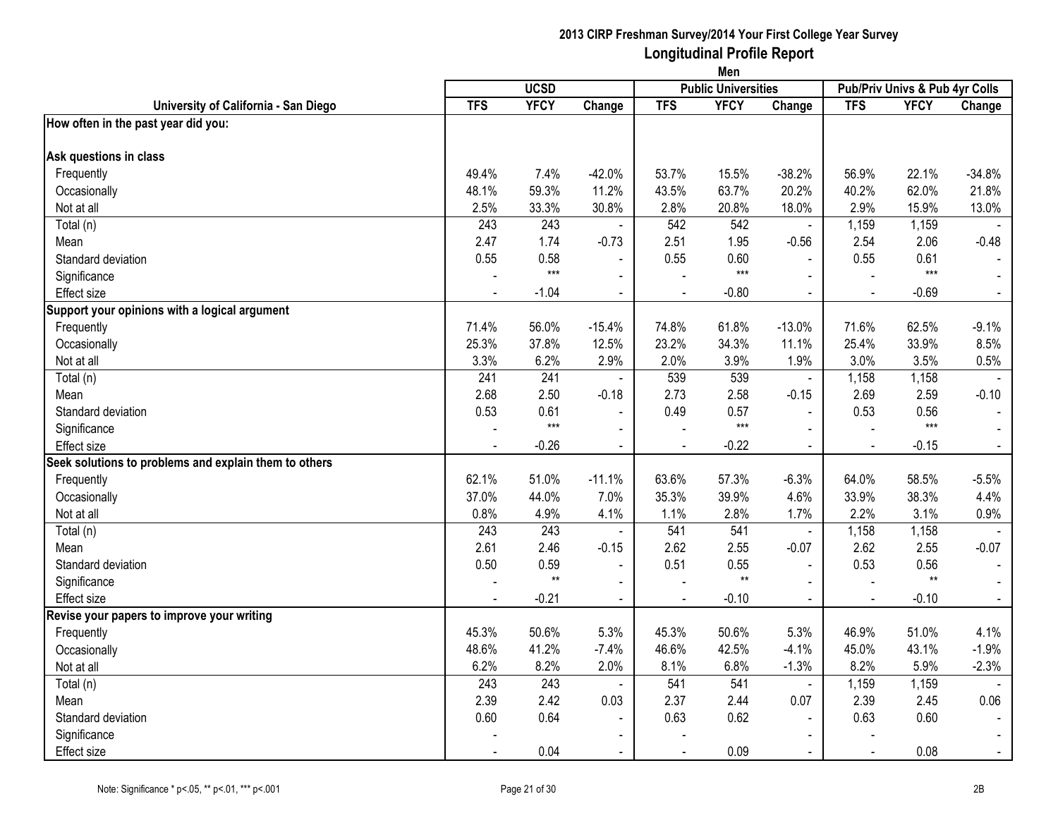# 2013 CIRP Freshman Survey/2014 Your First College Year Survey

## Longitudinal Profile Report

### Men

| University of California - San Diego | UCSD | | | Public Universities | | | Pub/Priv Univs & Pub 4yr Colls | | |
|---|---|---|---|---|---|---|---|---|---|
| | TFS | YFCY | Change | TFS | YFCY | Change | TFS | YFCY | Change |
| **How often in the past year did you:** | | | | | | | | | |
| **Ask questions in class** | | | | | | | | | |
| Frequently | 49.4% | 7.4% | -42.0% | 53.7% | 15.5% | -38.2% | 56.9% | 22.1% | -34.8% |
| Occasionally | 48.1% | 59.3% | 11.2% | 43.5% | 63.7% | 20.2% | 40.2% | 62.0% | 21.8% |
| Not at all | 2.5% | 33.3% | 30.8% | 2.8% | 20.8% | 18.0% | 2.9% | 15.9% | 13.0% |
| Total (n) | 243 | 243 | - | 542 | 542 | - | 1,159 | 1,159 | - |
| Mean | 2.47 | 1.74 | -0.73 | 2.51 | 1.95 | -0.56 | 2.54 | 2.06 | -0.48 |
| Standard deviation | 0.55 | 0.58 | - | 0.55 | 0.60 | - | 0.55 | 0.61 | - |
| Significance | - | *** | - | - | *** | - | - | *** | - |
| Effect size | - | -1.04 | - | - | -0.80 | - | - | -0.69 | - |
| **Support your opinions with a logical argument** | | | | | | | | | |
| Frequently | 71.4% | 56.0% | -15.4% | 74.8% | 61.8% | -13.0% | 71.6% | 62.5% | -9.1% |
| Occasionally | 25.3% | 37.8% | 12.5% | 23.2% | 34.3% | 11.1% | 25.4% | 33.9% | 8.5% |
| Not at all | 3.3% | 6.2% | 2.9% | 2.0% | 3.9% | 1.9% | 3.0% | 3.5% | 0.5% |
| Total (n) | 241 | 241 | - | 539 | 539 | - | 1,158 | 1,158 | - |
| Mean | 2.68 | 2.50 | -0.18 | 2.73 | 2.58 | -0.15 | 2.69 | 2.59 | -0.10 |
| Standard deviation | 0.53 | 0.61 | - | 0.49 | 0.57 | - | 0.53 | 0.56 | - |
| Significance | - | *** | - | - | *** | - | - | *** | - |
| Effect size | - | -0.26 | - | - | -0.22 | - | - | -0.15 | - |
| **Seek solutions to problems and explain them to others** | | | | | | | | | |
| Frequently | 62.1% | 51.0% | -11.1% | 63.6% | 57.3% | -6.3% | 64.0% | 58.5% | -5.5% |
| Occasionally | 37.0% | 44.0% | 7.0% | 35.3% | 39.9% | 4.6% | 33.9% | 38.3% | 4.4% |
| Not at all | 0.8% | 4.9% | 4.1% | 1.1% | 2.8% | 1.7% | 2.2% | 3.1% | 0.9% |
| Total (n) | 243 | 243 | - | 541 | 541 | - | 1,158 | 1,158 | - |
| Mean | 2.61 | 2.46 | -0.15 | 2.62 | 2.55 | -0.07 | 2.62 | 2.55 | -0.07 |
| Standard deviation | 0.50 | 0.59 | - | 0.51 | 0.55 | - | 0.53 | 0.56 | - |
| Significance | - | ** | - | - | ** | - | - | ** | - |
| Effect size | - | -0.21 | - | - | -0.10 | - | - | -0.10 | - |
| **Revise your papers to improve your writing** | | | | | | | | | |
| Frequently | 45.3% | 50.6% | 5.3% | 45.3% | 50.6% | 5.3% | 46.9% | 51.0% | 4.1% |
| Occasionally | 48.6% | 41.2% | -7.4% | 46.6% | 42.5% | -4.1% | 45.0% | 43.1% | -1.9% |
| Not at all | 6.2% | 8.2% | 2.0% | 8.1% | 6.8% | -1.3% | 8.2% | 5.9% | -2.3% |
| Total (n) | 243 | 243 | - | 541 | 541 | - | 1,159 | 1,159 | - |
| Mean | 2.39 | 2.42 | 0.03 | 2.37 | 2.44 | 0.07 | 2.39 | 2.45 | 0.06 |
| Standard deviation | 0.60 | 0.64 | - | 0.63 | 0.62 | - | 0.63 | 0.60 | - |
| Significance | - | | - | - | | - | - | | - |
| Effect size | - | 0.04 | - | - | 0.09 | - | - | 0.08 | - |

Note: Significance * p<.05, ** p<.01, *** p<.001

2B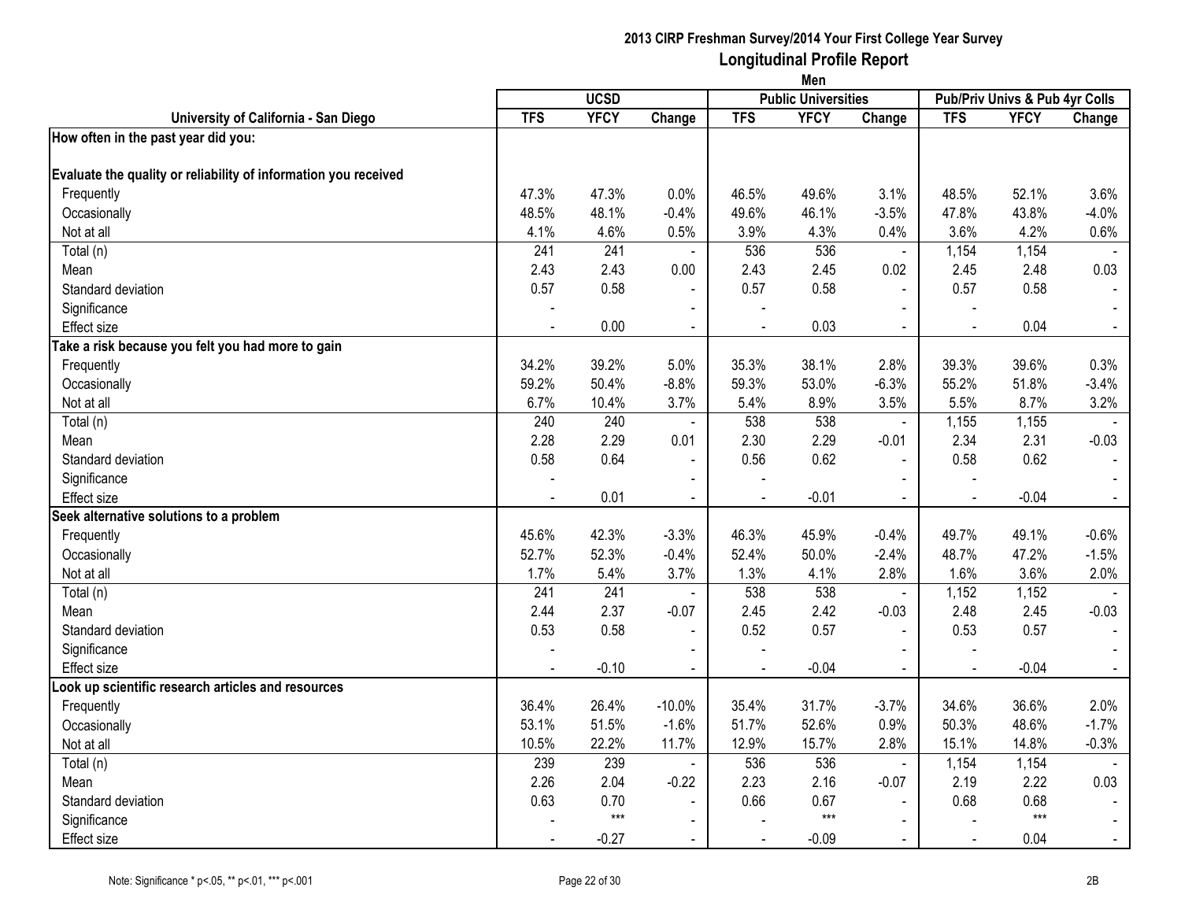**2013 CIRP Freshman Survey/2014 Your First College Year Survey**
**Longitudinal Profile Report**
**Men**

| University of California - San Diego | UCSD | | | Public Universities | | | Pub/Priv Univs & Pub 4yr Colls | | |
|---|---|---|---|---|---|---|---|---|---|
| | TFS | YFCY | Change | TFS | YFCY | Change | TFS | YFCY | Change |
| **How often in the past year did you:** | | | | | | | | | |
| **Evaluate the quality or reliability of information you received** | | | | | | | | | |
| Frequently | 47.3% | 47.3% | 0.0% | 46.5% | 49.6% | 3.1% | 48.5% | 52.1% | 3.6% |
| Occasionally | 48.5% | 48.1% | -0.4% | 49.6% | 46.1% | -3.5% | 47.8% | 43.8% | -4.0% |
| Not at all | 4.1% | 4.6% | 0.5% | 3.9% | 4.3% | 0.4% | 3.6% | 4.2% | 0.6% |
| Total (n) | 241 | 241 | - | 536 | 536 | - | 1,154 | 1,154 | - |
| Mean | 2.43 | 2.43 | 0.00 | 2.43 | 2.45 | 0.02 | 2.45 | 2.48 | 0.03 |
| Standard deviation | 0.57 | 0.58 | - | 0.57 | 0.58 | - | 0.57 | 0.58 | - |
| Significance | - | | - | - | | - | - | | - |
| Effect size | - | 0.00 | - | - | 0.03 | - | - | 0.04 | - |
| **Take a risk because you felt you had more to gain** | | | | | | | | | |
| Frequently | 34.2% | 39.2% | 5.0% | 35.3% | 38.1% | 2.8% | 39.3% | 39.6% | 0.3% |
| Occasionally | 59.2% | 50.4% | -8.8% | 59.3% | 53.0% | -6.3% | 55.2% | 51.8% | -3.4% |
| Not at all | 6.7% | 10.4% | 3.7% | 5.4% | 8.9% | 3.5% | 5.5% | 8.7% | 3.2% |
| Total (n) | 240 | 240 | - | 538 | 538 | - | 1,155 | 1,155 | - |
| Mean | 2.28 | 2.29 | 0.01 | 2.30 | 2.29 | -0.01 | 2.34 | 2.31 | -0.03 |
| Standard deviation | 0.58 | 0.64 | - | 0.56 | 0.62 | - | 0.58 | 0.62 | - |
| Significance | - | | - | - | | - | - | | - |
| Effect size | - | 0.01 | - | - | -0.01 | - | - | -0.04 | - |
| **Seek alternative solutions to a problem** | | | | | | | | | |
| Frequently | 45.6% | 42.3% | -3.3% | 46.3% | 45.9% | -0.4% | 49.7% | 49.1% | -0.6% |
| Occasionally | 52.7% | 52.3% | -0.4% | 52.4% | 50.0% | -2.4% | 48.7% | 47.2% | -1.5% |
| Not at all | 1.7% | 5.4% | 3.7% | 1.3% | 4.1% | 2.8% | 1.6% | 3.6% | 2.0% |
| Total (n) | 241 | 241 | - | 538 | 538 | - | 1,152 | 1,152 | - |
| Mean | 2.44 | 2.37 | -0.07 | 2.45 | 2.42 | -0.03 | 2.48 | 2.45 | -0.03 |
| Standard deviation | 0.53 | 0.58 | - | 0.52 | 0.57 | - | 0.53 | 0.57 | - |
| Significance | - | | - | - | | - | - | | - |
| Effect size | - | -0.10 | - | - | -0.04 | - | - | -0.04 | - |
| **Look up scientific research articles and resources** | | | | | | | | | |
| Frequently | 36.4% | 26.4% | -10.0% | 35.4% | 31.7% | -3.7% | 34.6% | 36.6% | 2.0% |
| Occasionally | 53.1% | 51.5% | -1.6% | 51.7% | 52.6% | 0.9% | 50.3% | 48.6% | -1.7% |
| Not at all | 10.5% | 22.2% | 11.7% | 12.9% | 15.7% | 2.8% | 15.1% | 14.8% | -0.3% |
| Total (n) | 239 | 239 | - | 536 | 536 | - | 1,154 | 1,154 | - |
| Mean | 2.26 | 2.04 | -0.22 | 2.23 | 2.16 | -0.07 | 2.19 | 2.22 | 0.03 |
| Standard deviation | 0.63 | 0.70 | - | 0.66 | 0.67 | - | 0.68 | 0.68 | - |
| Significance | - | *** | - | - | *** | - | - | *** | - |
| Effect size | - | -0.27 | - | - | -0.09 | - | - | 0.04 | - |

Note: Significance * p<.05, ** p<.01, *** p<.001

2B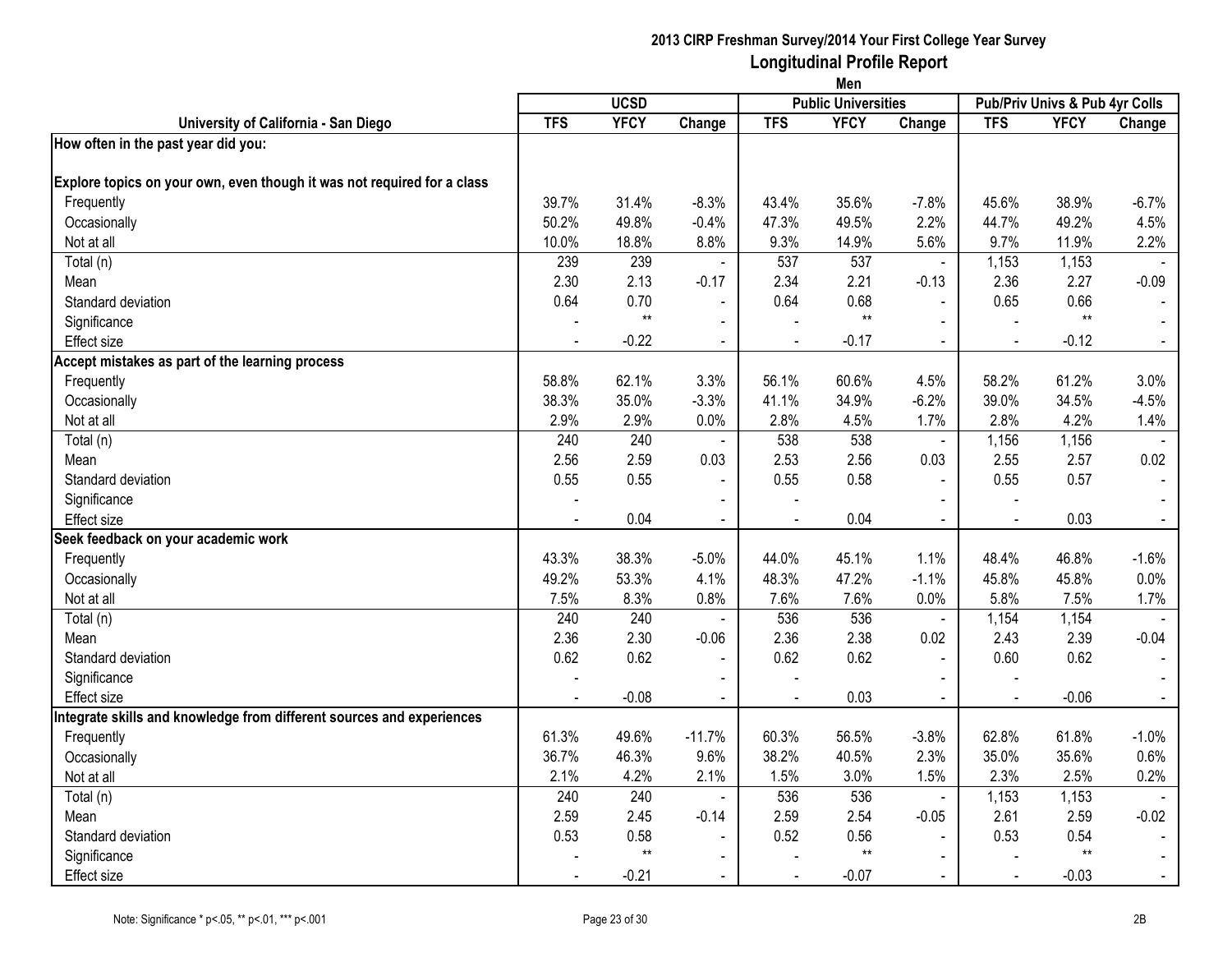**2013 CIRP Freshman Survey/2014 Your First College Year Survey**

**Longitudinal Profile Report**

**Men**

| University of California - San Diego | UCSD | | | Public Universities | | | Pub/Priv Univs & Pub 4yr Colls | | |
|---|---|---|---|---|---|---|---|---|---|
| | TFS | YFCY | Change | TFS | YFCY | Change | TFS | YFCY | Change |
| **How often in the past year did you:** | | | | | | | | | |
| **Explore topics on your own, even though it was not required for a class** | | | | | | | | | |
| Frequently | 39.7% | 31.4% | -8.3% | 43.4% | 35.6% | -7.8% | 45.6% | 38.9% | -6.7% |
| Occasionally | 50.2% | 49.8% | -0.4% | 47.3% | 49.5% | 2.2% | 44.7% | 49.2% | 4.5% |
| Not at all | 10.0% | 18.8% | 8.8% | 9.3% | 14.9% | 5.6% | 9.7% | 11.9% | 2.2% |
| Total (n) | 239 | 239 | - | 537 | 537 | - | 1,153 | 1,153 | - |
| Mean | 2.30 | 2.13 | -0.17 | 2.34 | 2.21 | -0.13 | 2.36 | 2.27 | -0.09 |
| Standard deviation | 0.64 | 0.70 | - | 0.64 | 0.68 | - | 0.65 | 0.66 | - |
| Significance | - | ** | - | - | ** | - | - | ** | - |
| Effect size | - | -0.22 | - | - | -0.17 | - | - | -0.12 | - |
| **Accept mistakes as part of the learning process** | | | | | | | | | |
| Frequently | 58.8% | 62.1% | 3.3% | 56.1% | 60.6% | 4.5% | 58.2% | 61.2% | 3.0% |
| Occasionally | 38.3% | 35.0% | -3.3% | 41.1% | 34.9% | -6.2% | 39.0% | 34.5% | -4.5% |
| Not at all | 2.9% | 2.9% | 0.0% | 2.8% | 4.5% | 1.7% | 2.8% | 4.2% | 1.4% |
| Total (n) | 240 | 240 | - | 538 | 538 | - | 1,156 | 1,156 | - |
| Mean | 2.56 | 2.59 | 0.03 | 2.53 | 2.56 | 0.03 | 2.55 | 2.57 | 0.02 |
| Standard deviation | 0.55 | 0.55 | - | 0.55 | 0.58 | - | 0.55 | 0.57 | - |
| Significance | - | | - | - | | - | - | | - |
| Effect size | - | 0.04 | - | - | 0.04 | - | - | 0.03 | - |
| **Seek feedback on your academic work** | | | | | | | | | |
| Frequently | 43.3% | 38.3% | -5.0% | 44.0% | 45.1% | 1.1% | 48.4% | 46.8% | -1.6% |
| Occasionally | 49.2% | 53.3% | 4.1% | 48.3% | 47.2% | -1.1% | 45.8% | 45.8% | 0.0% |
| Not at all | 7.5% | 8.3% | 0.8% | 7.6% | 7.6% | 0.0% | 5.8% | 7.5% | 1.7% |
| Total (n) | 240 | 240 | - | 536 | 536 | - | 1,154 | 1,154 | - |
| Mean | 2.36 | 2.30 | -0.06 | 2.36 | 2.38 | 0.02 | 2.43 | 2.39 | -0.04 |
| Standard deviation | 0.62 | 0.62 | - | 0.62 | 0.62 | - | 0.60 | 0.62 | - |
| Significance | - | | - | - | | - | - | | - |
| Effect size | - | -0.08 | - | - | 0.03 | - | - | -0.06 | - |
| **Integrate skills and knowledge from different sources and experiences** | | | | | | | | | |
| Frequently | 61.3% | 49.6% | -11.7% | 60.3% | 56.5% | -3.8% | 62.8% | 61.8% | -1.0% |
| Occasionally | 36.7% | 46.3% | 9.6% | 38.2% | 40.5% | 2.3% | 35.0% | 35.6% | 0.6% |
| Not at all | 2.1% | 4.2% | 2.1% | 1.5% | 3.0% | 1.5% | 2.3% | 2.5% | 0.2% |
| Total (n) | 240 | 240 | - | 536 | 536 | - | 1,153 | 1,153 | - |
| Mean | 2.59 | 2.45 | -0.14 | 2.59 | 2.54 | -0.05 | 2.61 | 2.59 | -0.02 |
| Standard deviation | 0.53 | 0.58 | - | 0.52 | 0.56 | - | 0.53 | 0.54 | - |
| Significance | - | ** | - | - | ** | - | - | ** | - |
| Effect size | - | -0.21 | - | - | -0.07 | - | - | -0.03 | - |

Note: Significance * p<.05, ** p<.01, *** p<.001

2B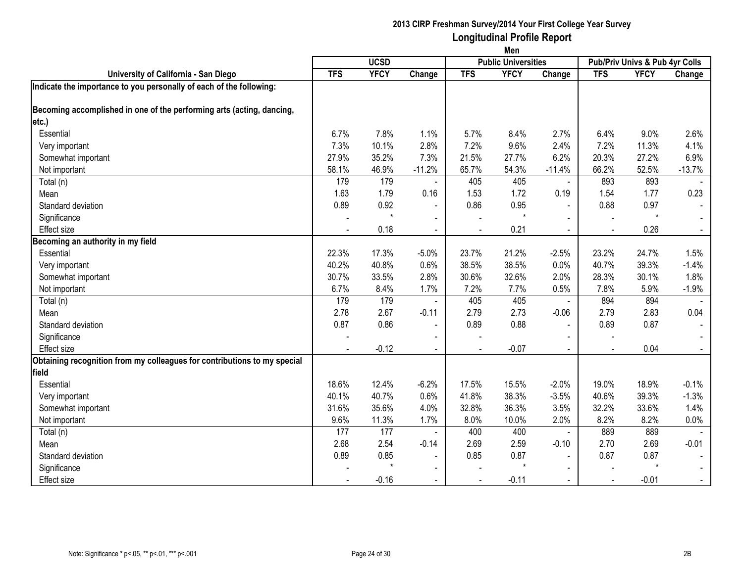## 2013 CIRP Freshman Survey/2014 Your First College Year Survey
## Longitudinal Profile Report
### Men

| University of California - San Diego | UCSD | | | Public Universities | | | Pub/Priv Univs & Pub 4yr Colls | | |
|---|---|---|---|---|---|---|---|---|---|
| | TFS | YFCY | Change | TFS | YFCY | Change | TFS | YFCY | Change |
| **Indicate the importance to you personally of each of the following:** | | | | | | | | | |
| **Becoming accomplished in one of the performing arts (acting, dancing, etc.)** | | | | | | | | | |
| Essential | 6.7% | 7.8% | 1.1% | 5.7% | 8.4% | 2.7% | 6.4% | 9.0% | 2.6% |
| Very important | 7.3% | 10.1% | 2.8% | 7.2% | 9.6% | 2.4% | 7.2% | 11.3% | 4.1% |
| Somewhat important | 27.9% | 35.2% | 7.3% | 21.5% | 27.7% | 6.2% | 20.3% | 27.2% | 6.9% |
| Not important | 58.1% | 46.9% | -11.2% | 65.7% | 54.3% | -11.4% | 66.2% | 52.5% | -13.7% |
| Total (n) | 179 | 179 | - | 405 | 405 | - | 893 | 893 | - |
| Mean | 1.63 | 1.79 | 0.16 | 1.53 | 1.72 | 0.19 | 1.54 | 1.77 | 0.23 |
| Standard deviation | 0.89 | 0.92 | - | 0.86 | 0.95 | - | 0.88 | 0.97 | - |
| Significance | - | * | - | - | * | - | - | * | - |
| Effect size | - | 0.18 | - | - | 0.21 | - | - | 0.26 | - |
| **Becoming an authority in my field** | | | | | | | | | |
| Essential | 22.3% | 17.3% | -5.0% | 23.7% | 21.2% | -2.5% | 23.2% | 24.7% | 1.5% |
| Very important | 40.2% | 40.8% | 0.6% | 38.5% | 38.5% | 0.0% | 40.7% | 39.3% | -1.4% |
| Somewhat important | 30.7% | 33.5% | 2.8% | 30.6% | 32.6% | 2.0% | 28.3% | 30.1% | 1.8% |
| Not important | 6.7% | 8.4% | 1.7% | 7.2% | 7.7% | 0.5% | 7.8% | 5.9% | -1.9% |
| Total (n) | 179 | 179 | - | 405 | 405 | - | 894 | 894 | - |
| Mean | 2.78 | 2.67 | -0.11 | 2.79 | 2.73 | -0.06 | 2.79 | 2.83 | 0.04 |
| Standard deviation | 0.87 | 0.86 | - | 0.89 | 0.88 | - | 0.89 | 0.87 | - |
| Significance | - | | - | - | | - | - | | - |
| Effect size | - | -0.12 | - | - | -0.07 | - | - | 0.04 | - |
| **Obtaining recognition from my colleagues for contributions to my special field** | | | | | | | | | |
| Essential | 18.6% | 12.4% | -6.2% | 17.5% | 15.5% | -2.0% | 19.0% | 18.9% | -0.1% |
| Very important | 40.1% | 40.7% | 0.6% | 41.8% | 38.3% | -3.5% | 40.6% | 39.3% | -1.3% |
| Somewhat important | 31.6% | 35.6% | 4.0% | 32.8% | 36.3% | 3.5% | 32.2% | 33.6% | 1.4% |
| Not important | 9.6% | 11.3% | 1.7% | 8.0% | 10.0% | 2.0% | 8.2% | 8.2% | 0.0% |
| Total (n) | 177 | 177 | - | 400 | 400 | - | 889 | 889 | - |
| Mean | 2.68 | 2.54 | -0.14 | 2.69 | 2.59 | -0.10 | 2.70 | 2.69 | -0.01 |
| Standard deviation | 0.89 | 0.85 | - | 0.85 | 0.87 | - | 0.87 | 0.87 | - |
| Significance | - | * | - | - | * | - | - | * | - |
| Effect size | - | -0.16 | - | - | -0.11 | - | - | -0.01 | - |

Note: Significance * p<.05, ** p<.01, *** p<.001

2B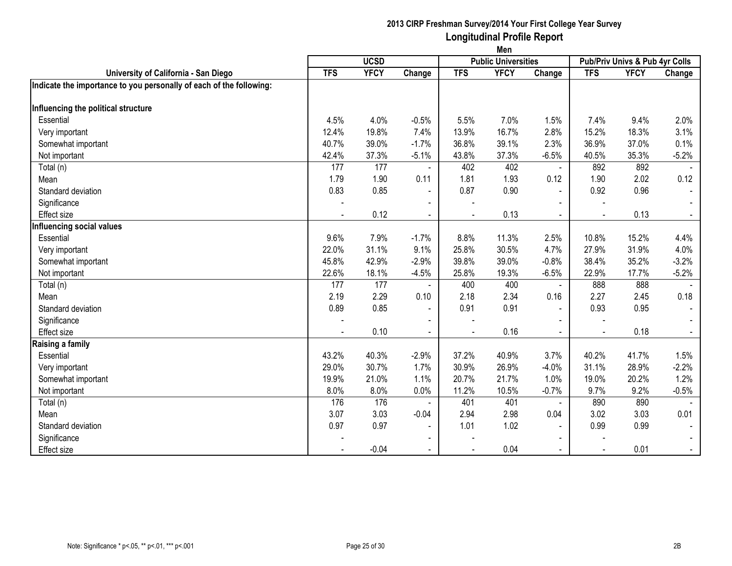# 2013 CIRP Freshman Survey/2014 Your First College Year Survey
## Longitudinal Profile Report
### Men

| University of California - San Diego | UCSD | | | Public Universities | | | Pub/Priv Univs & Pub 4yr Colls | | |
|---|---|---|---|---|---|---|---|---|---|
| | TFS | YFCY | Change | TFS | YFCY | Change | TFS | YFCY | Change |
| **Indicate the importance to you personally of each of the following:** | | | | | | | | | |
| **Influencing the political structure** | | | | | | | | | |
| Essential | 4.5% | 4.0% | -0.5% | 5.5% | 7.0% | 1.5% | 7.4% | 9.4% | 2.0% |
| Very important | 12.4% | 19.8% | 7.4% | 13.9% | 16.7% | 2.8% | 15.2% | 18.3% | 3.1% |
| Somewhat important | 40.7% | 39.0% | -1.7% | 36.8% | 39.1% | 2.3% | 36.9% | 37.0% | 0.1% |
| Not important | 42.4% | 37.3% | -5.1% | 43.8% | 37.3% | -6.5% | 40.5% | 35.3% | -5.2% |
| Total (n) | 177 | 177 | - | 402 | 402 | - | 892 | 892 | - |
| Mean | 1.79 | 1.90 | 0.11 | 1.81 | 1.93 | 0.12 | 1.90 | 2.02 | 0.12 |
| Standard deviation | 0.83 | 0.85 | - | 0.87 | 0.90 | - | 0.92 | 0.96 | - |
| Significance | - | | - | - | | - | - | | - |
| Effect size | - | 0.12 | - | - | 0.13 | - | - | 0.13 | - |
| **Influencing social values** | | | | | | | | | |
| Essential | 9.6% | 7.9% | -1.7% | 8.8% | 11.3% | 2.5% | 10.8% | 15.2% | 4.4% |
| Very important | 22.0% | 31.1% | 9.1% | 25.8% | 30.5% | 4.7% | 27.9% | 31.9% | 4.0% |
| Somewhat important | 45.8% | 42.9% | -2.9% | 39.8% | 39.0% | -0.8% | 38.4% | 35.2% | -3.2% |
| Not important | 22.6% | 18.1% | -4.5% | 25.8% | 19.3% | -6.5% | 22.9% | 17.7% | -5.2% |
| Total (n) | 177 | 177 | - | 400 | 400 | - | 888 | 888 | - |
| Mean | 2.19 | 2.29 | 0.10 | 2.18 | 2.34 | 0.16 | 2.27 | 2.45 | 0.18 |
| Standard deviation | 0.89 | 0.85 | - | 0.91 | 0.91 | - | 0.93 | 0.95 | - |
| Significance | - | | - | - | | - | - | | - |
| Effect size | - | 0.10 | - | - | 0.16 | - | - | 0.18 | - |
| **Raising a family** | | | | | | | | | |
| Essential | 43.2% | 40.3% | -2.9% | 37.2% | 40.9% | 3.7% | 40.2% | 41.7% | 1.5% |
| Very important | 29.0% | 30.7% | 1.7% | 30.9% | 26.9% | -4.0% | 31.1% | 28.9% | -2.2% |
| Somewhat important | 19.9% | 21.0% | 1.1% | 20.7% | 21.7% | 1.0% | 19.0% | 20.2% | 1.2% |
| Not important | 8.0% | 8.0% | 0.0% | 11.2% | 10.5% | -0.7% | 9.7% | 9.2% | -0.5% |
| Total (n) | 176 | 176 | - | 401 | 401 | - | 890 | 890 | - |
| Mean | 3.07 | 3.03 | -0.04 | 2.94 | 2.98 | 0.04 | 3.02 | 3.03 | 0.01 |
| Standard deviation | 0.97 | 0.97 | - | 1.01 | 1.02 | - | 0.99 | 0.99 | - |
| Significance | - | | - | - | | - | - | | - |
| Effect size | - | -0.04 | - | - | 0.04 | - | - | 0.01 | - |

Note: Significance * p<.05, ** p<.01, *** p<.001

2B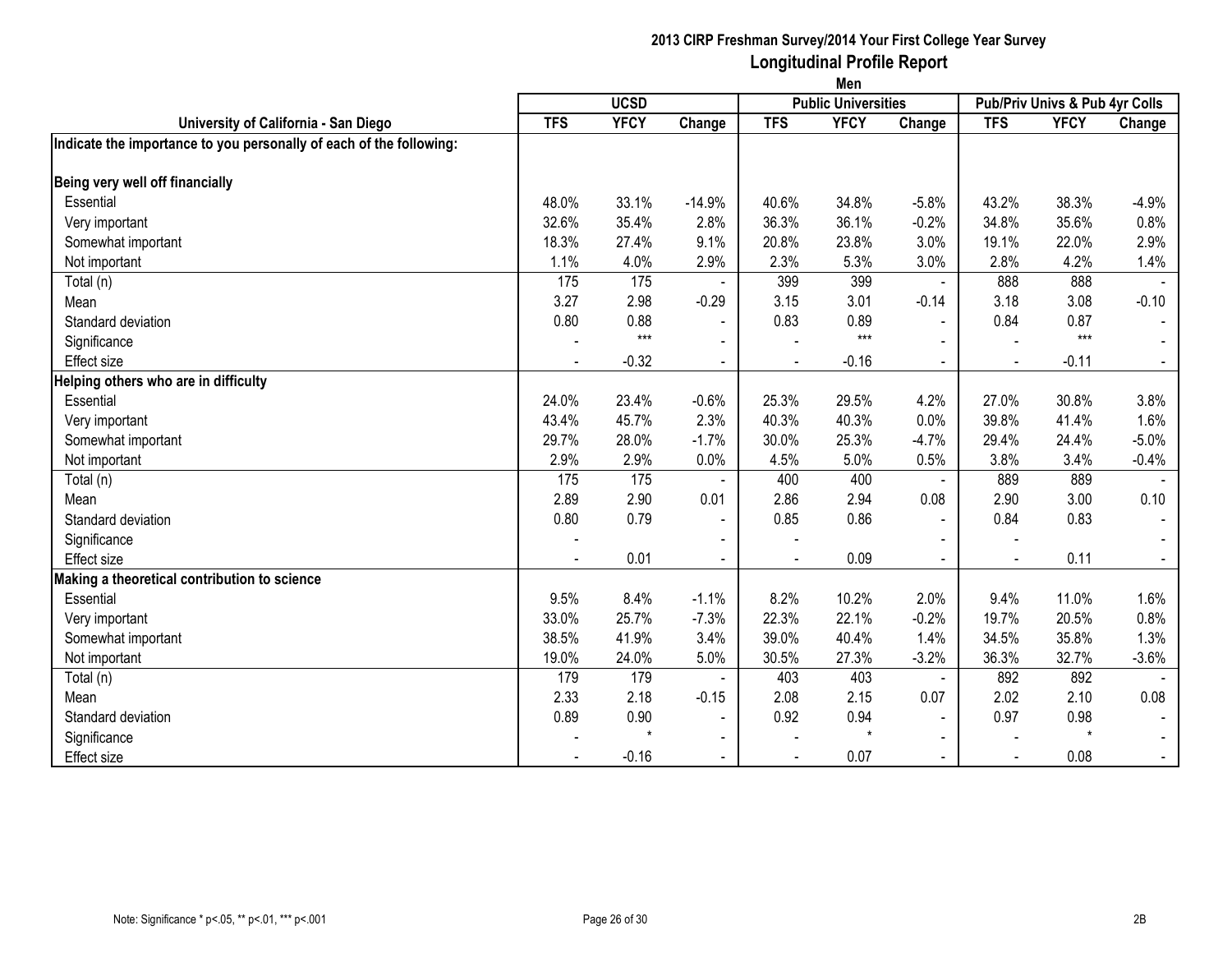## 2013 CIRP Freshman Survey/2014 Your First College Year Survey
## Longitudinal Profile Report
### Men

| University of California - San Diego | UCSD | | | Public Universities | | | Pub/Priv Univs & Pub 4yr Colls | | |
|---|---|---|---|---|---|---|---|---|---|
| | TFS | YFCY | Change | TFS | YFCY | Change | TFS | YFCY | Change |
| **Indicate the importance to you personally of each of the following:** | | | | | | | | | |
| **Being very well off financially** | | | | | | | | | |
| Essential | 48.0% | 33.1% | -14.9% | 40.6% | 34.8% | -5.8% | 43.2% | 38.3% | -4.9% |
| Very important | 32.6% | 35.4% | 2.8% | 36.3% | 36.1% | -0.2% | 34.8% | 35.6% | 0.8% |
| Somewhat important | 18.3% | 27.4% | 9.1% | 20.8% | 23.8% | 3.0% | 19.1% | 22.0% | 2.9% |
| Not important | 1.1% | 4.0% | 2.9% | 2.3% | 5.3% | 3.0% | 2.8% | 4.2% | 1.4% |
| Total (n) | 175 | 175 | - | 399 | 399 | - | 888 | 888 | - |
| Mean | 3.27 | 2.98 | -0.29 | 3.15 | 3.01 | -0.14 | 3.18 | 3.08 | -0.10 |
| Standard deviation | 0.80 | 0.88 | - | 0.83 | 0.89 | - | 0.84 | 0.87 | - |
| Significance | - | *** | - | - | *** | - | - | *** | - |
| Effect size | - | -0.32 | - | - | -0.16 | - | - | -0.11 | - |
| **Helping others who are in difficulty** | | | | | | | | | |
| Essential | 24.0% | 23.4% | -0.6% | 25.3% | 29.5% | 4.2% | 27.0% | 30.8% | 3.8% |
| Very important | 43.4% | 45.7% | 2.3% | 40.3% | 40.3% | 0.0% | 39.8% | 41.4% | 1.6% |
| Somewhat important | 29.7% | 28.0% | -1.7% | 30.0% | 25.3% | -4.7% | 29.4% | 24.4% | -5.0% |
| Not important | 2.9% | 2.9% | 0.0% | 4.5% | 5.0% | 0.5% | 3.8% | 3.4% | -0.4% |
| Total (n) | 175 | 175 | - | 400 | 400 | - | 889 | 889 | - |
| Mean | 2.89 | 2.90 | 0.01 | 2.86 | 2.94 | 0.08 | 2.90 | 3.00 | 0.10 |
| Standard deviation | 0.80 | 0.79 | - | 0.85 | 0.86 | - | 0.84 | 0.83 | - |
| Significance | - | | - | - | | - | - | | - |
| Effect size | - | 0.01 | - | - | 0.09 | - | - | 0.11 | - |
| **Making a theoretical contribution to science** | | | | | | | | | |
| Essential | 9.5% | 8.4% | -1.1% | 8.2% | 10.2% | 2.0% | 9.4% | 11.0% | 1.6% |
| Very important | 33.0% | 25.7% | -7.3% | 22.3% | 22.1% | -0.2% | 19.7% | 20.5% | 0.8% |
| Somewhat important | 38.5% | 41.9% | 3.4% | 39.0% | 40.4% | 1.4% | 34.5% | 35.8% | 1.3% |
| Not important | 19.0% | 24.0% | 5.0% | 30.5% | 27.3% | -3.2% | 36.3% | 32.7% | -3.6% |
| Total (n) | 179 | 179 | - | 403 | 403 | - | 892 | 892 | - |
| Mean | 2.33 | 2.18 | -0.15 | 2.08 | 2.15 | 0.07 | 2.02 | 2.10 | 0.08 |
| Standard deviation | 0.89 | 0.90 | - | 0.92 | 0.94 | - | 0.97 | 0.98 | - |
| Significance | - | * | - | - | * | - | - | * | - |
| Effect size | - | -0.16 | - | - | 0.07 | - | - | 0.08 | - |

Note: Significance * p<.05, ** p<.01, *** p<.001

2B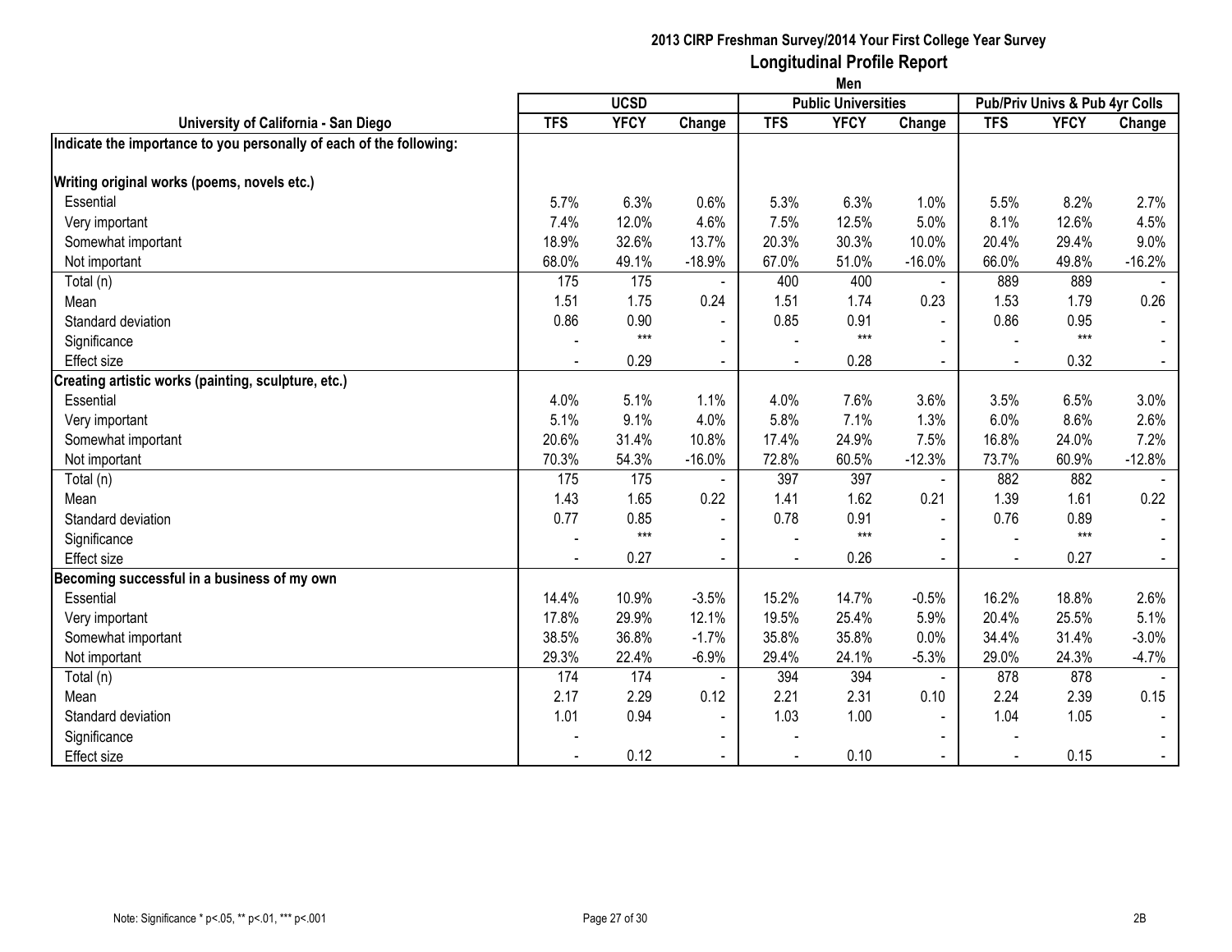**2013 CIRP Freshman Survey/2014 Your First College Year Survey**

**Longitudinal Profile Report**

**Men**

| University of California - San Diego | UCSD | | | Public Universities | | | Pub/Priv Univs & Pub 4yr Colls | | |
|---|---|---|---|---|---|---|---|---|---|
| | TFS | YFCY | Change | TFS | YFCY | Change | TFS | YFCY | Change |
| **Indicate the importance to you personally of each of the following:** | | | | | | | | | |
| **Writing original works (poems, novels etc.)** | | | | | | | | | |
| Essential | 5.7% | 6.3% | 0.6% | 5.3% | 6.3% | 1.0% | 5.5% | 8.2% | 2.7% |
| Very important | 7.4% | 12.0% | 4.6% | 7.5% | 12.5% | 5.0% | 8.1% | 12.6% | 4.5% |
| Somewhat important | 18.9% | 32.6% | 13.7% | 20.3% | 30.3% | 10.0% | 20.4% | 29.4% | 9.0% |
| Not important | 68.0% | 49.1% | -18.9% | 67.0% | 51.0% | -16.0% | 66.0% | 49.8% | -16.2% |
| Total (n) | 175 | 175 | - | 400 | 400 | - | 889 | 889 | - |
| Mean | 1.51 | 1.75 | 0.24 | 1.51 | 1.74 | 0.23 | 1.53 | 1.79 | 0.26 |
| Standard deviation | 0.86 | 0.90 | - | 0.85 | 0.91 | - | 0.86 | 0.95 | - |
| Significance | - | *** | - | - | *** | - | - | *** | - |
| Effect size | - | 0.29 | - | - | 0.28 | - | - | 0.32 | - |
| **Creating artistic works (painting, sculpture, etc.)** | | | | | | | | | |
| Essential | 4.0% | 5.1% | 1.1% | 4.0% | 7.6% | 3.6% | 3.5% | 6.5% | 3.0% |
| Very important | 5.1% | 9.1% | 4.0% | 5.8% | 7.1% | 1.3% | 6.0% | 8.6% | 2.6% |
| Somewhat important | 20.6% | 31.4% | 10.8% | 17.4% | 24.9% | 7.5% | 16.8% | 24.0% | 7.2% |
| Not important | 70.3% | 54.3% | -16.0% | 72.8% | 60.5% | -12.3% | 73.7% | 60.9% | -12.8% |
| Total (n) | 175 | 175 | - | 397 | 397 | - | 882 | 882 | - |
| Mean | 1.43 | 1.65 | 0.22 | 1.41 | 1.62 | 0.21 | 1.39 | 1.61 | 0.22 |
| Standard deviation | 0.77 | 0.85 | - | 0.78 | 0.91 | - | 0.76 | 0.89 | - |
| Significance | - | *** | - | - | *** | - | - | *** | - |
| Effect size | - | 0.27 | - | - | 0.26 | - | - | 0.27 | - |
| **Becoming successful in a business of my own** | | | | | | | | | |
| Essential | 14.4% | 10.9% | -3.5% | 15.2% | 14.7% | -0.5% | 16.2% | 18.8% | 2.6% |
| Very important | 17.8% | 29.9% | 12.1% | 19.5% | 25.4% | 5.9% | 20.4% | 25.5% | 5.1% |
| Somewhat important | 38.5% | 36.8% | -1.7% | 35.8% | 35.8% | 0.0% | 34.4% | 31.4% | -3.0% |
| Not important | 29.3% | 22.4% | -6.9% | 29.4% | 24.1% | -5.3% | 29.0% | 24.3% | -4.7% |
| Total (n) | 174 | 174 | - | 394 | 394 | - | 878 | 878 | - |
| Mean | 2.17 | 2.29 | 0.12 | 2.21 | 2.31 | 0.10 | 2.24 | 2.39 | 0.15 |
| Standard deviation | 1.01 | 0.94 | - | 1.03 | 1.00 | - | 1.04 | 1.05 | - |
| Significance | - | | - | - | | - | - | | - |
| Effect size | - | 0.12 | - | - | 0.10 | - | - | 0.15 | - |

Note: Significance * p<.05, ** p<.01, *** p<.001

2B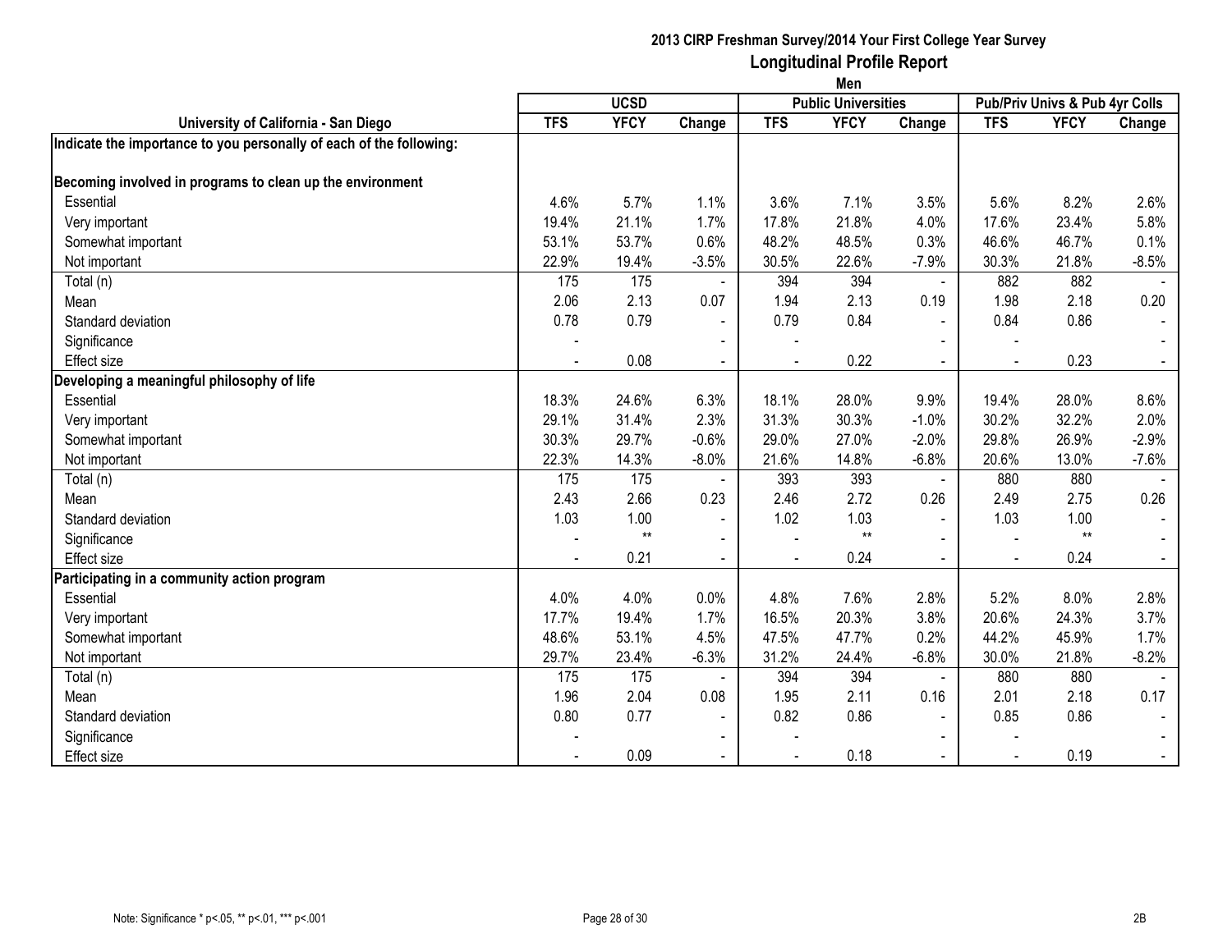# 2013 CIRP Freshman Survey/2014 Your First College Year Survey
## Longitudinal Profile Report
### Men

| University of California - San Diego | UCSD | | | Public Universities | | | Pub/Priv Univs & Pub 4yr Colls | | |
|---|---|---|---|---|---|---|---|---|---|
| | TFS | YFCY | Change | TFS | YFCY | Change | TFS | YFCY | Change |
| **Indicate the importance to you personally of each of the following:** | | | | | | | | | |
| **Becoming involved in programs to clean up the environment** | | | | | | | | | |
| Essential | 4.6% | 5.7% | 1.1% | 3.6% | 7.1% | 3.5% | 5.6% | 8.2% | 2.6% |
| Very important | 19.4% | 21.1% | 1.7% | 17.8% | 21.8% | 4.0% | 17.6% | 23.4% | 5.8% |
| Somewhat important | 53.1% | 53.7% | 0.6% | 48.2% | 48.5% | 0.3% | 46.6% | 46.7% | 0.1% |
| Not important | 22.9% | 19.4% | -3.5% | 30.5% | 22.6% | -7.9% | 30.3% | 21.8% | -8.5% |
| Total (n) | 175 | 175 | - | 394 | 394 | - | 882 | 882 | - |
| Mean | 2.06 | 2.13 | 0.07 | 1.94 | 2.13 | 0.19 | 1.98 | 2.18 | 0.20 |
| Standard deviation | 0.78 | 0.79 | - | 0.79 | 0.84 | - | 0.84 | 0.86 | - |
| Significance | - | | - | - | | - | - | | - |
| Effect size | - | 0.08 | - | - | 0.22 | - | - | 0.23 | - |
| **Developing a meaningful philosophy of life** | | | | | | | | | |
| Essential | 18.3% | 24.6% | 6.3% | 18.1% | 28.0% | 9.9% | 19.4% | 28.0% | 8.6% |
| Very important | 29.1% | 31.4% | 2.3% | 31.3% | 30.3% | -1.0% | 30.2% | 32.2% | 2.0% |
| Somewhat important | 30.3% | 29.7% | -0.6% | 29.0% | 27.0% | -2.0% | 29.8% | 26.9% | -2.9% |
| Not important | 22.3% | 14.3% | -8.0% | 21.6% | 14.8% | -6.8% | 20.6% | 13.0% | -7.6% |
| Total (n) | 175 | 175 | - | 393 | 393 | - | 880 | 880 | - |
| Mean | 2.43 | 2.66 | 0.23 | 2.46 | 2.72 | 0.26 | 2.49 | 2.75 | 0.26 |
| Standard deviation | 1.03 | 1.00 | - | 1.02 | 1.03 | - | 1.03 | 1.00 | - |
| Significance | - | ** | - | - | ** | - | - | ** | - |
| Effect size | - | 0.21 | - | - | 0.24 | - | - | 0.24 | - |
| **Participating in a community action program** | | | | | | | | | |
| Essential | 4.0% | 4.0% | 0.0% | 4.8% | 7.6% | 2.8% | 5.2% | 8.0% | 2.8% |
| Very important | 17.7% | 19.4% | 1.7% | 16.5% | 20.3% | 3.8% | 20.6% | 24.3% | 3.7% |
| Somewhat important | 48.6% | 53.1% | 4.5% | 47.5% | 47.7% | 0.2% | 44.2% | 45.9% | 1.7% |
| Not important | 29.7% | 23.4% | -6.3% | 31.2% | 24.4% | -6.8% | 30.0% | 21.8% | -8.2% |
| Total (n) | 175 | 175 | - | 394 | 394 | - | 880 | 880 | - |
| Mean | 1.96 | 2.04 | 0.08 | 1.95 | 2.11 | 0.16 | 2.01 | 2.18 | 0.17 |
| Standard deviation | 0.80 | 0.77 | - | 0.82 | 0.86 | - | 0.85 | 0.86 | - |
| Significance | - | | - | - | | - | - | | - |
| Effect size | - | 0.09 | - | - | 0.18 | - | - | 0.19 | - |

Note: Significance * p<.05, ** p<.01, *** p<.001

2B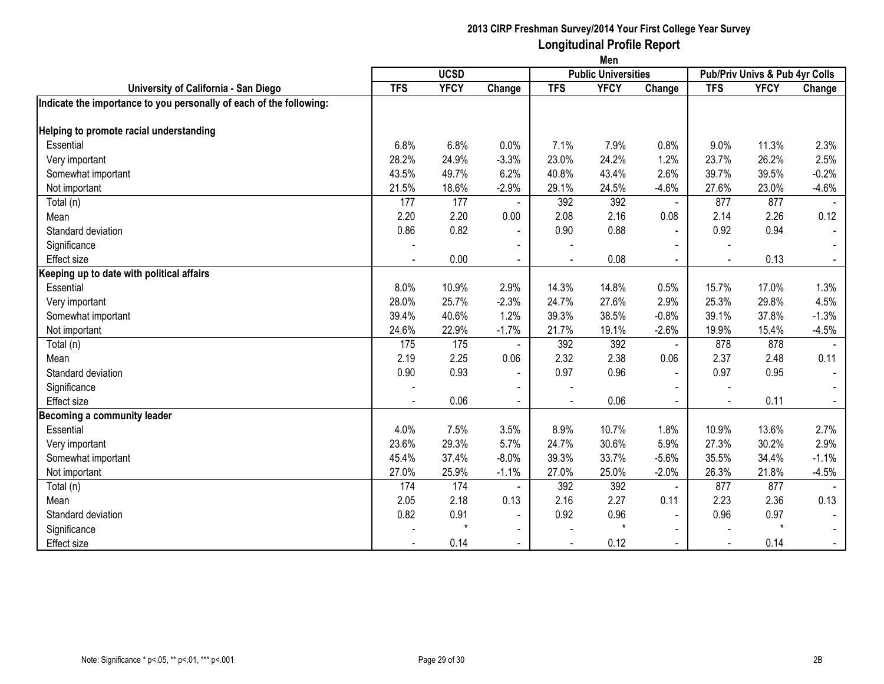# 2013 CIRP Freshman Survey/2014 Your First College Year Survey
## Longitudinal Profile Report
### Men

| University of California - San Diego | UCSD | | | Public Universities | | | Pub/Priv Univs & Pub 4yr Colls | | |
|---|---|---|---|---|---|---|---|---|---|
| | TFS | YFCY | Change | TFS | YFCY | Change | TFS | YFCY | Change |
| **Indicate the importance to you personally of each of the following:** | | | | | | | | | |
| **Helping to promote racial understanding** | | | | | | | | | |
| Essential | 6.8% | 6.8% | 0.0% | 7.1% | 7.9% | 0.8% | 9.0% | 11.3% | 2.3% |
| Very important | 28.2% | 24.9% | -3.3% | 23.0% | 24.2% | 1.2% | 23.7% | 26.2% | 2.5% |
| Somewhat important | 43.5% | 49.7% | 6.2% | 40.8% | 43.4% | 2.6% | 39.7% | 39.5% | -0.2% |
| Not important | 21.5% | 18.6% | -2.9% | 29.1% | 24.5% | -4.6% | 27.6% | 23.0% | -4.6% |
| Total (n) | 177 | 177 | - | 392 | 392 | - | 877 | 877 | - |
| Mean | 2.20 | 2.20 | 0.00 | 2.08 | 2.16 | 0.08 | 2.14 | 2.26 | 0.12 |
| Standard deviation | 0.86 | 0.82 | - | 0.90 | 0.88 | - | 0.92 | 0.94 | - |
| Significance | - | | - | - | | - | - | | - |
| Effect size | - | 0.00 | - | - | 0.08 | - | - | 0.13 | - |
| **Keeping up to date with political affairs** | | | | | | | | | |
| Essential | 8.0% | 10.9% | 2.9% | 14.3% | 14.8% | 0.5% | 15.7% | 17.0% | 1.3% |
| Very important | 28.0% | 25.7% | -2.3% | 24.7% | 27.6% | 2.9% | 25.3% | 29.8% | 4.5% |
| Somewhat important | 39.4% | 40.6% | 1.2% | 39.3% | 38.5% | -0.8% | 39.1% | 37.8% | -1.3% |
| Not important | 24.6% | 22.9% | -1.7% | 21.7% | 19.1% | -2.6% | 19.9% | 15.4% | -4.5% |
| Total (n) | 175 | 175 | - | 392 | 392 | - | 878 | 878 | - |
| Mean | 2.19 | 2.25 | 0.06 | 2.32 | 2.38 | 0.06 | 2.37 | 2.48 | 0.11 |
| Standard deviation | 0.90 | 0.93 | - | 0.97 | 0.96 | - | 0.97 | 0.95 | - |
| Significance | - | | - | - | | - | - | | - |
| Effect size | - | 0.06 | - | - | 0.06 | - | - | 0.11 | - |
| **Becoming a community leader** | | | | | | | | | |
| Essential | 4.0% | 7.5% | 3.5% | 8.9% | 10.7% | 1.8% | 10.9% | 13.6% | 2.7% |
| Very important | 23.6% | 29.3% | 5.7% | 24.7% | 30.6% | 5.9% | 27.3% | 30.2% | 2.9% |
| Somewhat important | 45.4% | 37.4% | -8.0% | 39.3% | 33.7% | -5.6% | 35.5% | 34.4% | -1.1% |
| Not important | 27.0% | 25.9% | -1.1% | 27.0% | 25.0% | -2.0% | 26.3% | 21.8% | -4.5% |
| Total (n) | 174 | 174 | - | 392 | 392 | - | 877 | 877 | - |
| Mean | 2.05 | 2.18 | 0.13 | 2.16 | 2.27 | 0.11 | 2.23 | 2.36 | 0.13 |
| Standard deviation | 0.82 | 0.91 | - | 0.92 | 0.96 | - | 0.96 | 0.97 | - |
| Significance | - | * | - | - | * | - | - | * | - |
| Effect size | - | 0.14 | - | - | 0.12 | - | - | 0.14 | - |

Note: Significance * p<.05, ** p<.01, *** p<.001

2B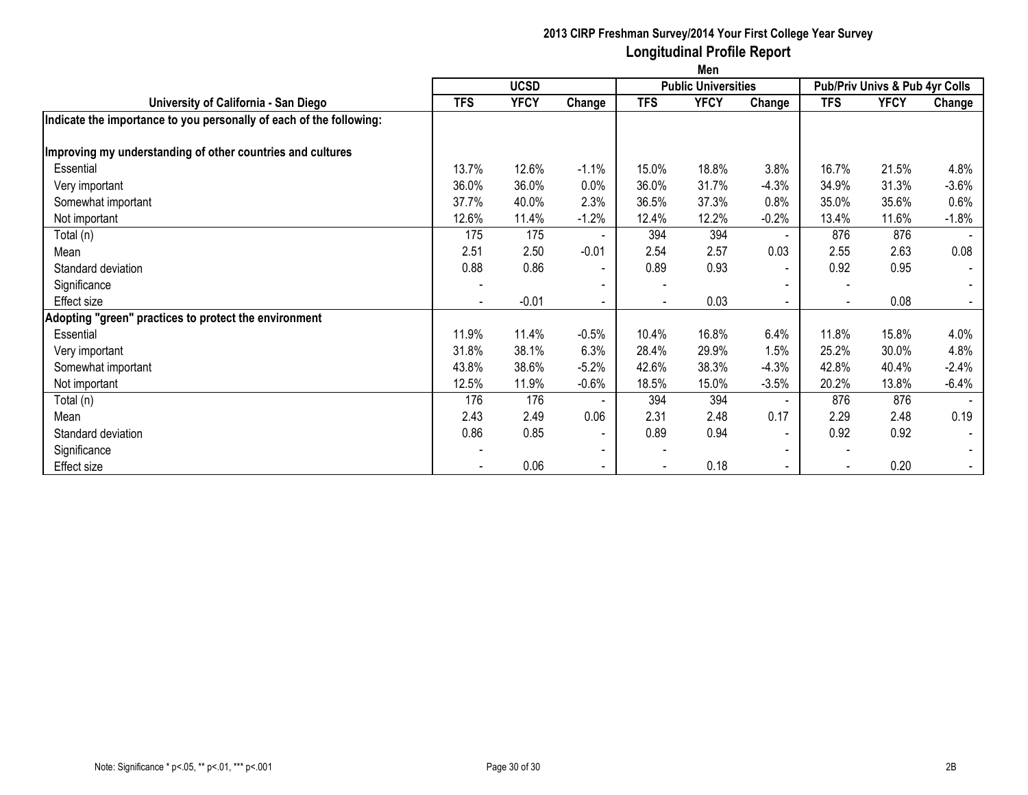# 2013 CIRP Freshman Survey/2014 Your First College Year Survey

## Longitudinal Profile Report

### Men

| University of California - San Diego | UCSD | | | Public Universities | | | Pub/Priv Univs & Pub 4yr Colls | | |
|---|---|---|---|---|---|---|---|---|---|
| | TFS | YFCY | Change | TFS | YFCY | Change | TFS | YFCY | Change |
| **Indicate the importance to you personally of each of the following:** | | | | | | | | | |
| **Improving my understanding of other countries and cultures** | | | | | | | | | |
| Essential | 13.7% | 12.6% | -1.1% | 15.0% | 18.8% | 3.8% | 16.7% | 21.5% | 4.8% |
| Very important | 36.0% | 36.0% | 0.0% | 36.0% | 31.7% | -4.3% | 34.9% | 31.3% | -3.6% |
| Somewhat important | 37.7% | 40.0% | 2.3% | 36.5% | 37.3% | 0.8% | 35.0% | 35.6% | 0.6% |
| Not important | 12.6% | 11.4% | -1.2% | 12.4% | 12.2% | -0.2% | 13.4% | 11.6% | -1.8% |
| Total (n) | 175 | 175 | - | 394 | 394 | - | 876 | 876 | - |
| Mean | 2.51 | 2.50 | -0.01 | 2.54 | 2.57 | 0.03 | 2.55 | 2.63 | 0.08 |
| Standard deviation | 0.88 | 0.86 | - | 0.89 | 0.93 | - | 0.92 | 0.95 | - |
| Significance | - | | - | - | | - | - | | - |
| Effect size | - | -0.01 | - | - | 0.03 | - | - | 0.08 | - |
| **Adopting "green" practices to protect the environment** | | | | | | | | | |
| Essential | 11.9% | 11.4% | -0.5% | 10.4% | 16.8% | 6.4% | 11.8% | 15.8% | 4.0% |
| Very important | 31.8% | 38.1% | 6.3% | 28.4% | 29.9% | 1.5% | 25.2% | 30.0% | 4.8% |
| Somewhat important | 43.8% | 38.6% | -5.2% | 42.6% | 38.3% | -4.3% | 42.8% | 40.4% | -2.4% |
| Not important | 12.5% | 11.9% | -0.6% | 18.5% | 15.0% | -3.5% | 20.2% | 13.8% | -6.4% |
| Total (n) | 176 | 176 | - | 394 | 394 | - | 876 | 876 | - |
| Mean | 2.43 | 2.49 | 0.06 | 2.31 | 2.48 | 0.17 | 2.29 | 2.48 | 0.19 |
| Standard deviation | 0.86 | 0.85 | - | 0.89 | 0.94 | - | 0.92 | 0.92 | - |
| Significance | - | | - | - | | - | - | | - |
| Effect size | - | 0.06 | - | - | 0.18 | - | - | 0.20 | - |

Note: Significance * p<.05, ** p<.01, *** p<.001

2B